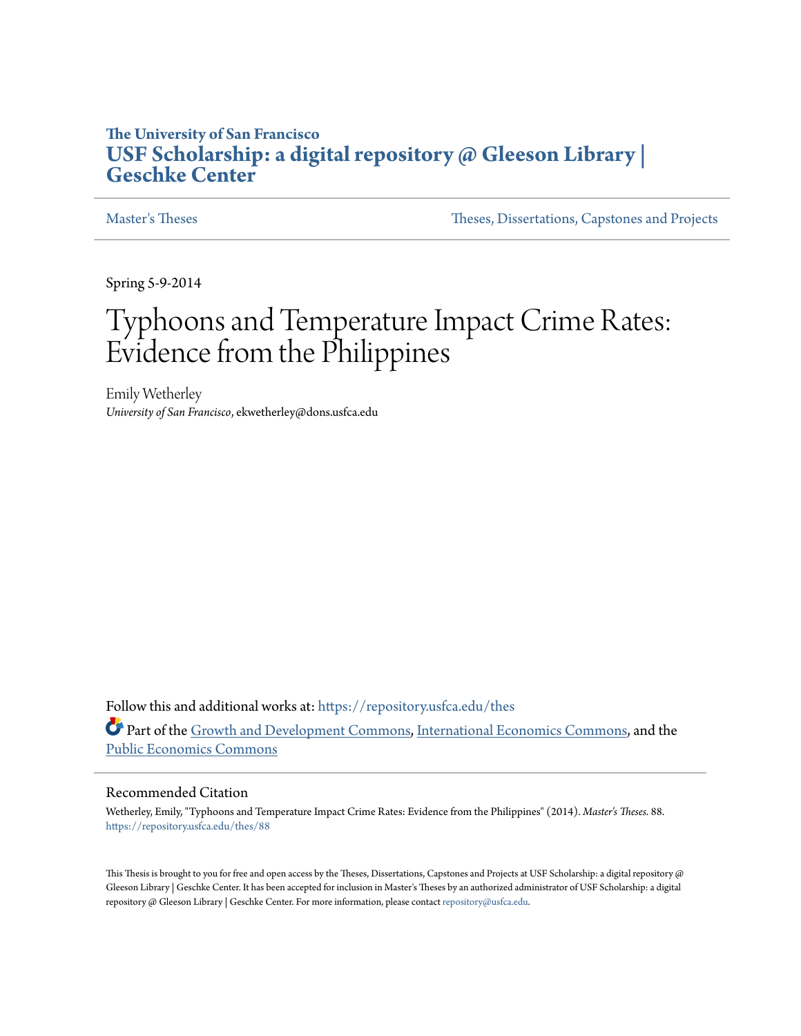The University of San Francisco

# USF Scholarship: a digital repository @ Gleeson Library | Geschke Center

Master's Theses | Theses, Dissertations, Capstones and Projects

Spring 5-9-2014

# Typhoons and Temperature Impact Crime Rates: Evidence from the Philippines

Emily Wetherley
*University of San Francisco*, ekwetherley@dons.usfca.edu

Follow this and additional works at: https://repository.usfca.edu/thes

Part of the Growth and Development Commons, International Economics Commons, and the Public Economics Commons

## Recommended Citation

Wetherley, Emily, "Typhoons and Temperature Impact Crime Rates: Evidence from the Philippines" (2014). *Master's Theses*. 88.
https://repository.usfca.edu/thes/88

This Thesis is brought to you for free and open access by the Theses, Dissertations, Capstones and Projects at USF Scholarship: a digital repository @ Gleeson Library | Geschke Center. It has been accepted for inclusion in Master's Theses by an authorized administrator of USF Scholarship: a digital repository @ Gleeson Library | Geschke Center. For more information, please contact repository@usfca.edu.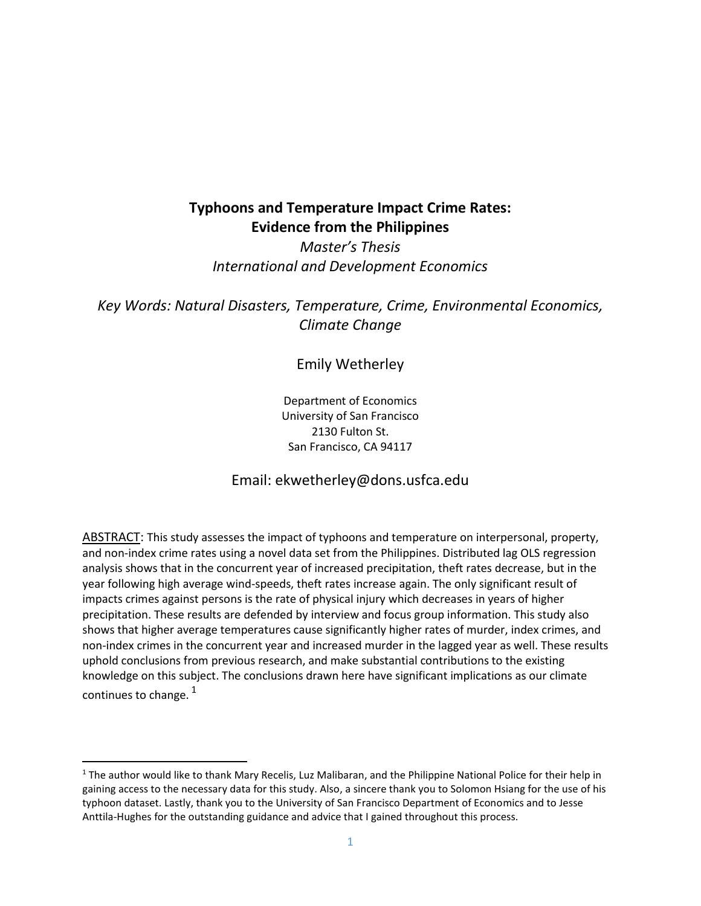# Typhoons and Temperature Impact Crime Rates: Evidence from the Philippines

*Master's Thesis*
*International and Development Economics*

*Key Words: Natural Disasters, Temperature, Crime, Environmental Economics, Climate Change*

Emily Wetherley

Department of Economics
University of San Francisco
2130 Fulton St.
San Francisco, CA 94117

Email: ekwetherley@dons.usfca.edu

ABSTRACT: This study assesses the impact of typhoons and temperature on interpersonal, property, and non-index crime rates using a novel data set from the Philippines. Distributed lag OLS regression analysis shows that in the concurrent year of increased precipitation, theft rates decrease, but in the year following high average wind-speeds, theft rates increase again. The only significant result of impacts crimes against persons is the rate of physical injury which decreases in years of higher precipitation. These results are defended by interview and focus group information. This study also shows that higher average temperatures cause significantly higher rates of murder, index crimes, and non-index crimes in the concurrent year and increased murder in the lagged year as well. These results uphold conclusions from previous research, and make substantial contributions to the existing knowledge on this subject. The conclusions drawn here have significant implications as our climate continues to change. [1]

[1] The author would like to thank Mary Recelis, Luz Malibaran, and the Philippine National Police for their help in gaining access to the necessary data for this study. Also, a sincere thank you to Solomon Hsiang for the use of his typhoon dataset. Lastly, thank you to the University of San Francisco Department of Economics and to Jesse Anttila-Hughes for the outstanding guidance and advice that I gained throughout this process.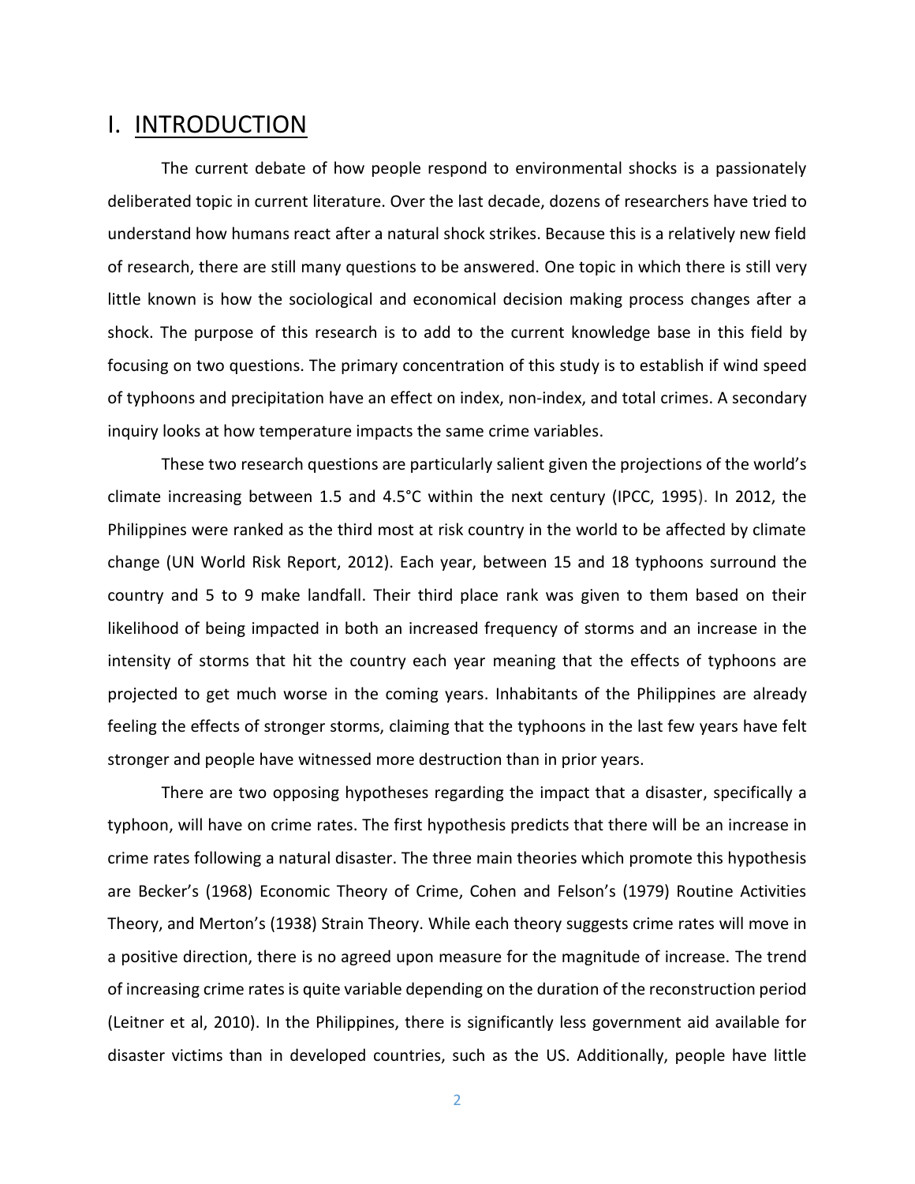# I. INTRODUCTION

The current debate of how people respond to environmental shocks is a passionately deliberated topic in current literature. Over the last decade, dozens of researchers have tried to understand how humans react after a natural shock strikes. Because this is a relatively new field of research, there are still many questions to be answered. One topic in which there is still very little known is how the sociological and economical decision making process changes after a shock. The purpose of this research is to add to the current knowledge base in this field by focusing on two questions. The primary concentration of this study is to establish if wind speed of typhoons and precipitation have an effect on index, non-index, and total crimes. A secondary inquiry looks at how temperature impacts the same crime variables.

These two research questions are particularly salient given the projections of the world's climate increasing between 1.5 and 4.5°C within the next century (IPCC, 1995). In 2012, the Philippines were ranked as the third most at risk country in the world to be affected by climate change (UN World Risk Report, 2012). Each year, between 15 and 18 typhoons surround the country and 5 to 9 make landfall. Their third place rank was given to them based on their likelihood of being impacted in both an increased frequency of storms and an increase in the intensity of storms that hit the country each year meaning that the effects of typhoons are projected to get much worse in the coming years. Inhabitants of the Philippines are already feeling the effects of stronger storms, claiming that the typhoons in the last few years have felt stronger and people have witnessed more destruction than in prior years.

There are two opposing hypotheses regarding the impact that a disaster, specifically a typhoon, will have on crime rates. The first hypothesis predicts that there will be an increase in crime rates following a natural disaster. The three main theories which promote this hypothesis are Becker's (1968) Economic Theory of Crime, Cohen and Felson's (1979) Routine Activities Theory, and Merton's (1938) Strain Theory. While each theory suggests crime rates will move in a positive direction, there is no agreed upon measure for the magnitude of increase. The trend of increasing crime rates is quite variable depending on the duration of the reconstruction period (Leitner et al, 2010). In the Philippines, there is significantly less government aid available for disaster victims than in developed countries, such as the US. Additionally, people have little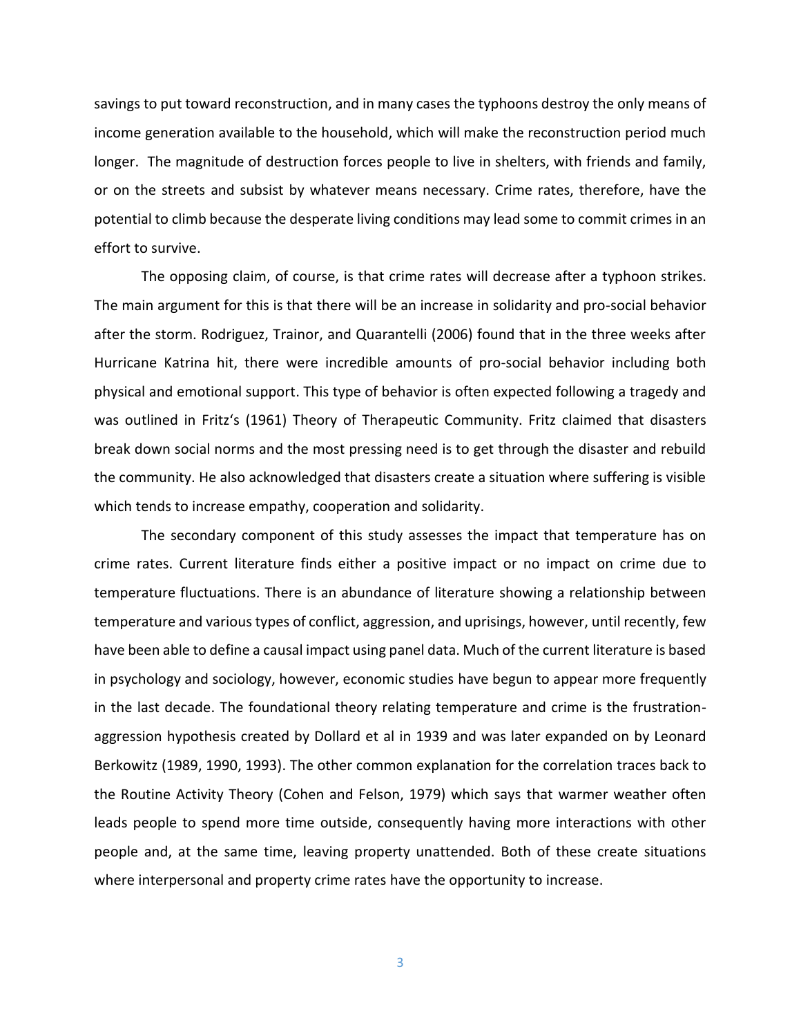savings to put toward reconstruction, and in many cases the typhoons destroy the only means of income generation available to the household, which will make the reconstruction period much longer. The magnitude of destruction forces people to live in shelters, with friends and family, or on the streets and subsist by whatever means necessary. Crime rates, therefore, have the potential to climb because the desperate living conditions may lead some to commit crimes in an effort to survive.

The opposing claim, of course, is that crime rates will decrease after a typhoon strikes. The main argument for this is that there will be an increase in solidarity and pro-social behavior after the storm. Rodriguez, Trainor, and Quarantelli (2006) found that in the three weeks after Hurricane Katrina hit, there were incredible amounts of pro-social behavior including both physical and emotional support. This type of behavior is often expected following a tragedy and was outlined in Fritz's (1961) Theory of Therapeutic Community. Fritz claimed that disasters break down social norms and the most pressing need is to get through the disaster and rebuild the community. He also acknowledged that disasters create a situation where suffering is visible which tends to increase empathy, cooperation and solidarity.

The secondary component of this study assesses the impact that temperature has on crime rates. Current literature finds either a positive impact or no impact on crime due to temperature fluctuations. There is an abundance of literature showing a relationship between temperature and various types of conflict, aggression, and uprisings, however, until recently, few have been able to define a causal impact using panel data. Much of the current literature is based in psychology and sociology, however, economic studies have begun to appear more frequently in the last decade. The foundational theory relating temperature and crime is the frustration-aggression hypothesis created by Dollard et al in 1939 and was later expanded on by Leonard Berkowitz (1989, 1990, 1993). The other common explanation for the correlation traces back to the Routine Activity Theory (Cohen and Felson, 1979) which says that warmer weather often leads people to spend more time outside, consequently having more interactions with other people and, at the same time, leaving property unattended. Both of these create situations where interpersonal and property crime rates have the opportunity to increase.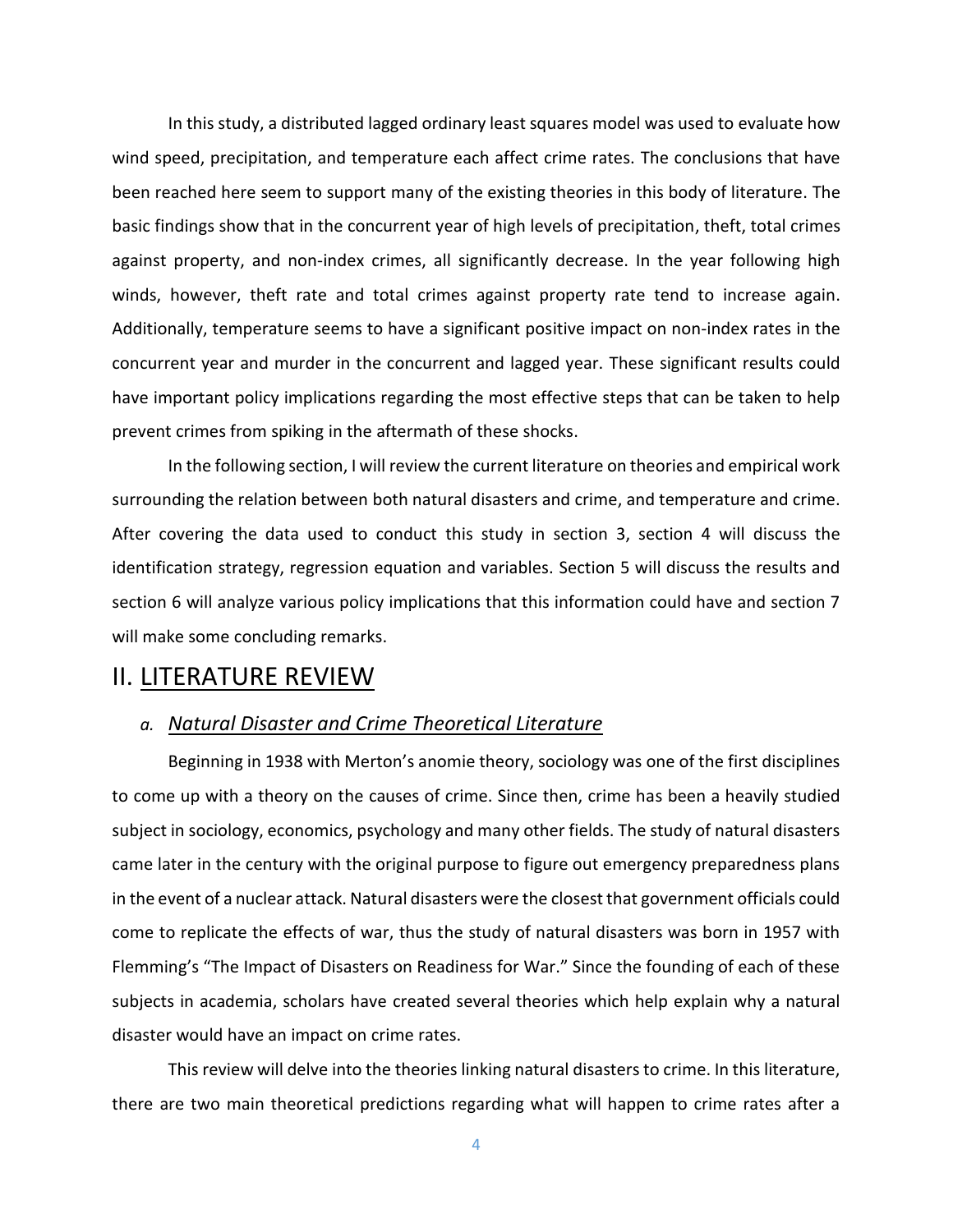In this study, a distributed lagged ordinary least squares model was used to evaluate how wind speed, precipitation, and temperature each affect crime rates. The conclusions that have been reached here seem to support many of the existing theories in this body of literature. The basic findings show that in the concurrent year of high levels of precipitation, theft, total crimes against property, and non-index crimes, all significantly decrease. In the year following high winds, however, theft rate and total crimes against property rate tend to increase again. Additionally, temperature seems to have a significant positive impact on non-index rates in the concurrent year and murder in the concurrent and lagged year. These significant results could have important policy implications regarding the most effective steps that can be taken to help prevent crimes from spiking in the aftermath of these shocks.

In the following section, I will review the current literature on theories and empirical work surrounding the relation between both natural disasters and crime, and temperature and crime. After covering the data used to conduct this study in section 3, section 4 will discuss the identification strategy, regression equation and variables. Section 5 will discuss the results and section 6 will analyze various policy implications that this information could have and section 7 will make some concluding remarks.

## II. LITERATURE REVIEW

### a. *Natural Disaster and Crime Theoretical Literature*

Beginning in 1938 with Merton's anomie theory, sociology was one of the first disciplines to come up with a theory on the causes of crime. Since then, crime has been a heavily studied subject in sociology, economics, psychology and many other fields. The study of natural disasters came later in the century with the original purpose to figure out emergency preparedness plans in the event of a nuclear attack. Natural disasters were the closest that government officials could come to replicate the effects of war, thus the study of natural disasters was born in 1957 with Flemming's "The Impact of Disasters on Readiness for War." Since the founding of each of these subjects in academia, scholars have created several theories which help explain why a natural disaster would have an impact on crime rates.

This review will delve into the theories linking natural disasters to crime. In this literature, there are two main theoretical predictions regarding what will happen to crime rates after a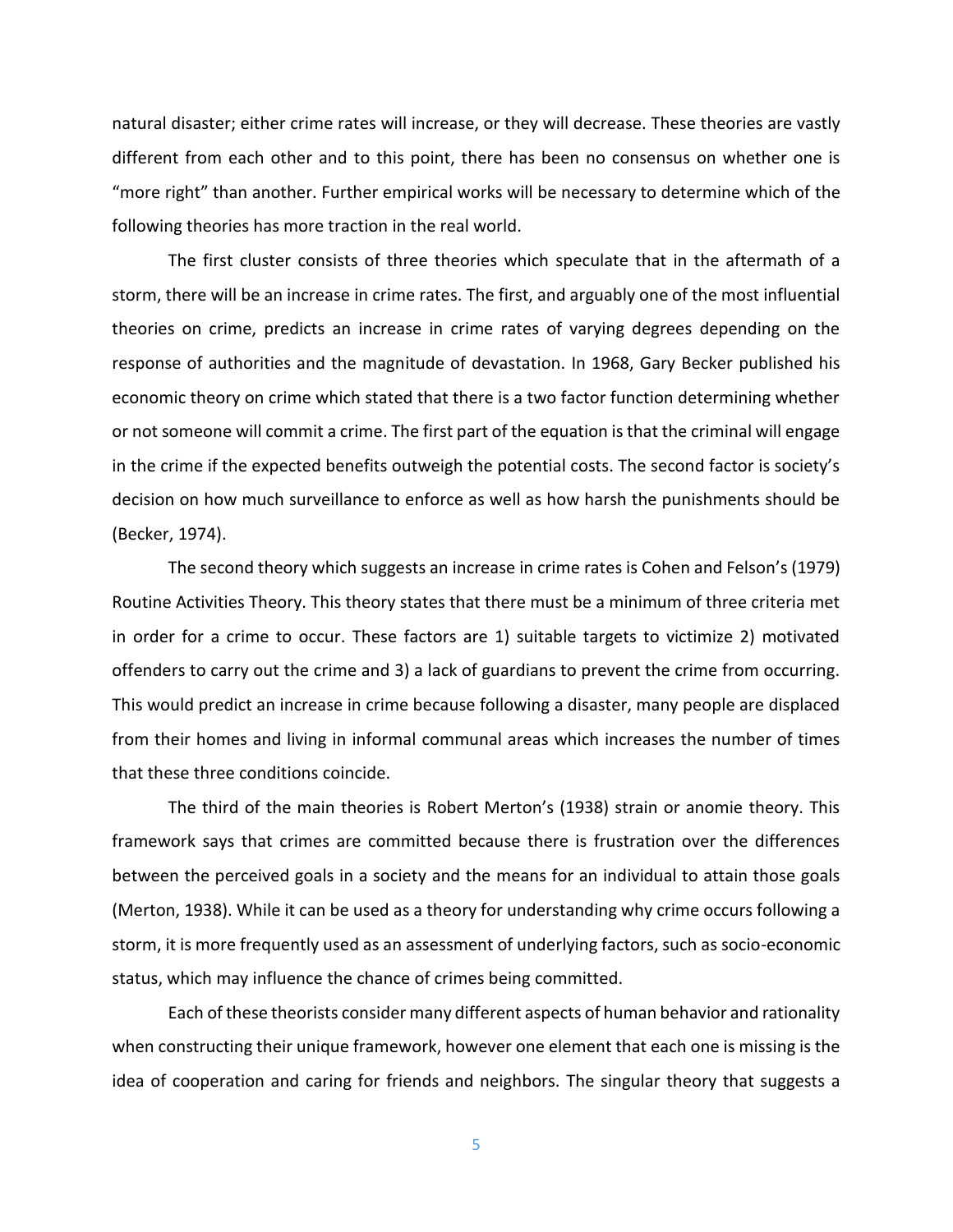natural disaster; either crime rates will increase, or they will decrease. These theories are vastly different from each other and to this point, there has been no consensus on whether one is "more right" than another. Further empirical works will be necessary to determine which of the following theories has more traction in the real world.

The first cluster consists of three theories which speculate that in the aftermath of a storm, there will be an increase in crime rates. The first, and arguably one of the most influential theories on crime, predicts an increase in crime rates of varying degrees depending on the response of authorities and the magnitude of devastation. In 1968, Gary Becker published his economic theory on crime which stated that there is a two factor function determining whether or not someone will commit a crime. The first part of the equation is that the criminal will engage in the crime if the expected benefits outweigh the potential costs. The second factor is society's decision on how much surveillance to enforce as well as how harsh the punishments should be (Becker, 1974).

The second theory which suggests an increase in crime rates is Cohen and Felson's (1979) Routine Activities Theory. This theory states that there must be a minimum of three criteria met in order for a crime to occur. These factors are 1) suitable targets to victimize 2) motivated offenders to carry out the crime and 3) a lack of guardians to prevent the crime from occurring. This would predict an increase in crime because following a disaster, many people are displaced from their homes and living in informal communal areas which increases the number of times that these three conditions coincide.

The third of the main theories is Robert Merton's (1938) strain or anomie theory. This framework says that crimes are committed because there is frustration over the differences between the perceived goals in a society and the means for an individual to attain those goals (Merton, 1938). While it can be used as a theory for understanding why crime occurs following a storm, it is more frequently used as an assessment of underlying factors, such as socio-economic status, which may influence the chance of crimes being committed.

Each of these theorists consider many different aspects of human behavior and rationality when constructing their unique framework, however one element that each one is missing is the idea of cooperation and caring for friends and neighbors. The singular theory that suggests a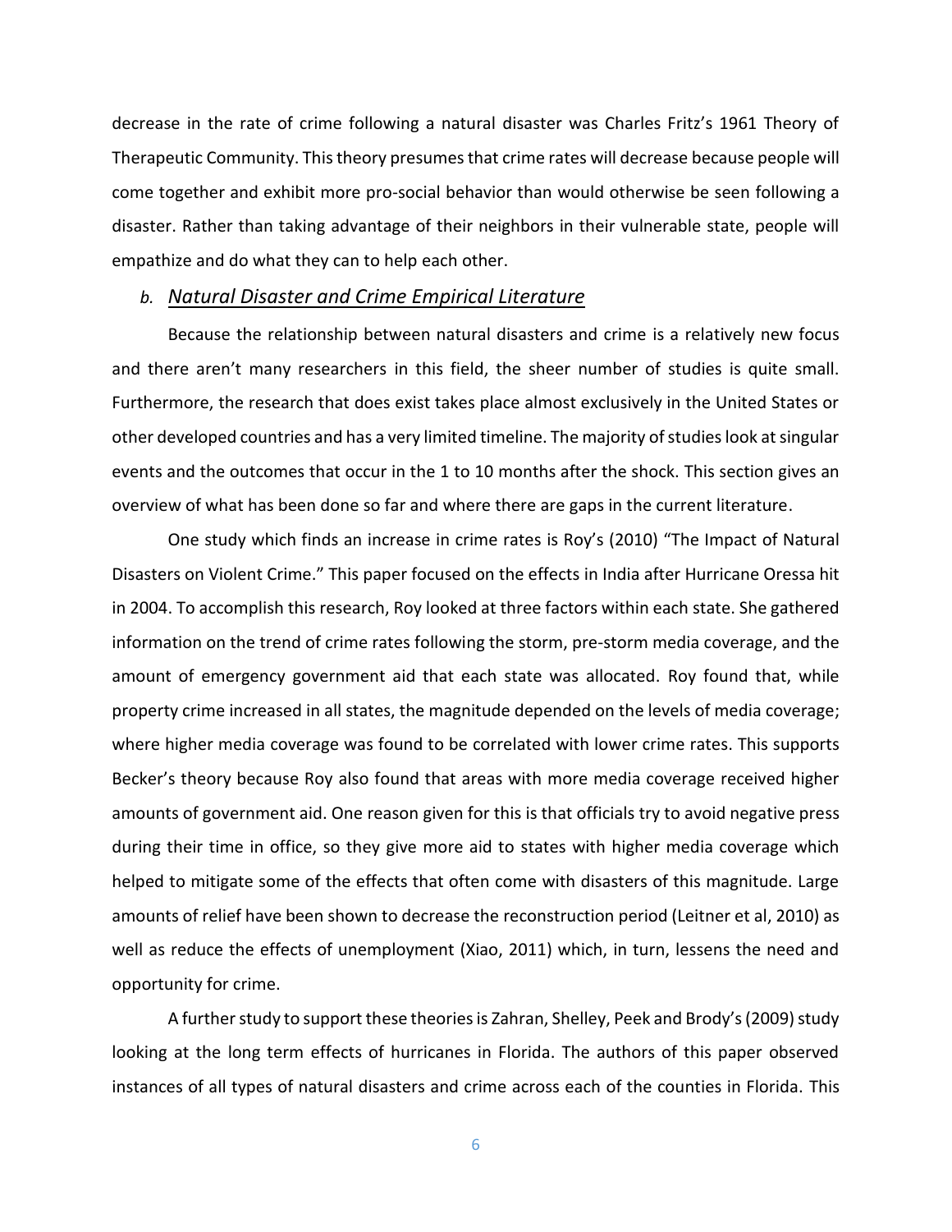decrease in the rate of crime following a natural disaster was Charles Fritz's 1961 Theory of Therapeutic Community. This theory presumes that crime rates will decrease because people will come together and exhibit more pro-social behavior than would otherwise be seen following a disaster. Rather than taking advantage of their neighbors in their vulnerable state, people will empathize and do what they can to help each other.

### *b. Natural Disaster and Crime Empirical Literature*

Because the relationship between natural disasters and crime is a relatively new focus and there aren't many researchers in this field, the sheer number of studies is quite small. Furthermore, the research that does exist takes place almost exclusively in the United States or other developed countries and has a very limited timeline. The majority of studies look at singular events and the outcomes that occur in the 1 to 10 months after the shock. This section gives an overview of what has been done so far and where there are gaps in the current literature.

One study which finds an increase in crime rates is Roy's (2010) "The Impact of Natural Disasters on Violent Crime." This paper focused on the effects in India after Hurricane Oressa hit in 2004. To accomplish this research, Roy looked at three factors within each state. She gathered information on the trend of crime rates following the storm, pre-storm media coverage, and the amount of emergency government aid that each state was allocated. Roy found that, while property crime increased in all states, the magnitude depended on the levels of media coverage; where higher media coverage was found to be correlated with lower crime rates. This supports Becker's theory because Roy also found that areas with more media coverage received higher amounts of government aid. One reason given for this is that officials try to avoid negative press during their time in office, so they give more aid to states with higher media coverage which helped to mitigate some of the effects that often come with disasters of this magnitude. Large amounts of relief have been shown to decrease the reconstruction period (Leitner et al, 2010) as well as reduce the effects of unemployment (Xiao, 2011) which, in turn, lessens the need and opportunity for crime.

A further study to support these theories is Zahran, Shelley, Peek and Brody's (2009) study looking at the long term effects of hurricanes in Florida. The authors of this paper observed instances of all types of natural disasters and crime across each of the counties in Florida. This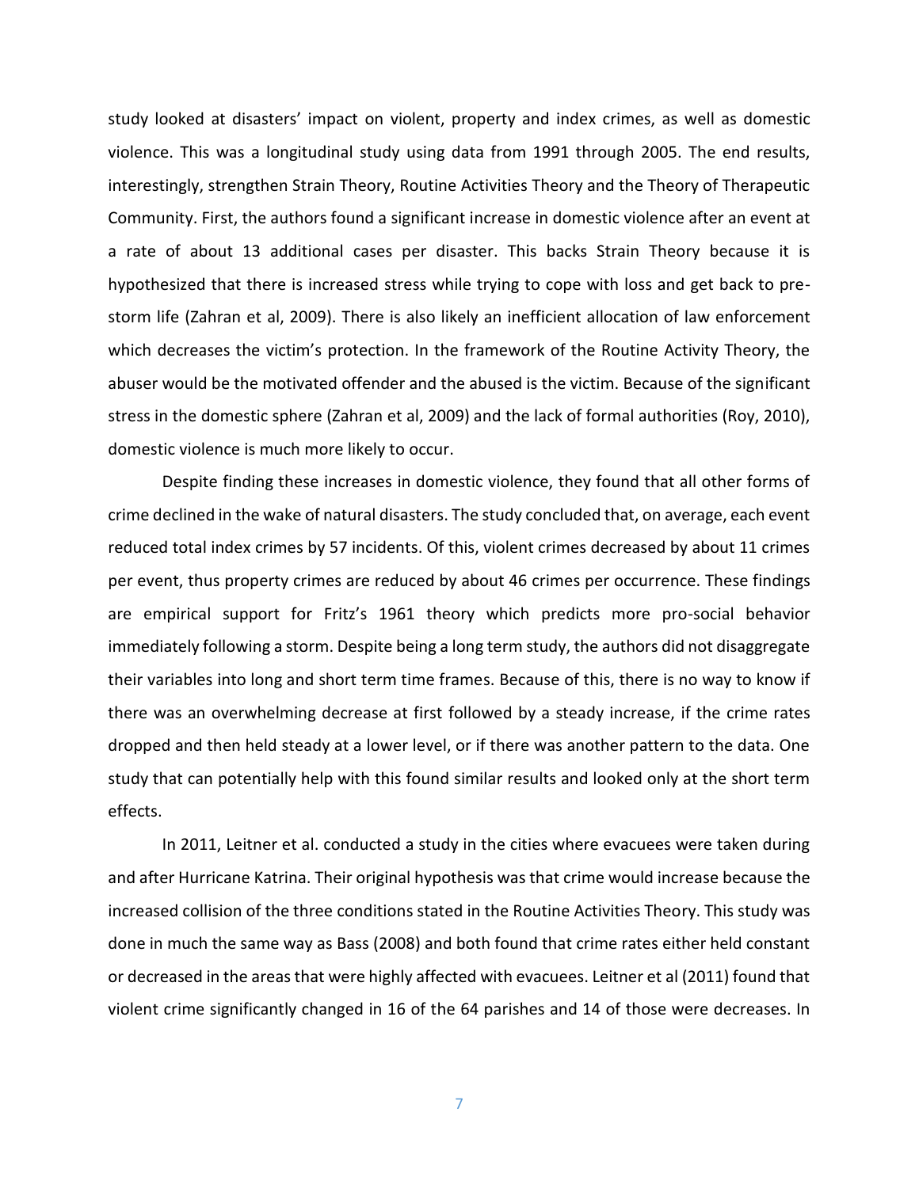study looked at disasters' impact on violent, property and index crimes, as well as domestic violence. This was a longitudinal study using data from 1991 through 2005. The end results, interestingly, strengthen Strain Theory, Routine Activities Theory and the Theory of Therapeutic Community. First, the authors found a significant increase in domestic violence after an event at a rate of about 13 additional cases per disaster. This backs Strain Theory because it is hypothesized that there is increased stress while trying to cope with loss and get back to pre-storm life (Zahran et al, 2009). There is also likely an inefficient allocation of law enforcement which decreases the victim's protection. In the framework of the Routine Activity Theory, the abuser would be the motivated offender and the abused is the victim. Because of the significant stress in the domestic sphere (Zahran et al, 2009) and the lack of formal authorities (Roy, 2010), domestic violence is much more likely to occur.

Despite finding these increases in domestic violence, they found that all other forms of crime declined in the wake of natural disasters. The study concluded that, on average, each event reduced total index crimes by 57 incidents. Of this, violent crimes decreased by about 11 crimes per event, thus property crimes are reduced by about 46 crimes per occurrence. These findings are empirical support for Fritz's 1961 theory which predicts more pro-social behavior immediately following a storm. Despite being a long term study, the authors did not disaggregate their variables into long and short term time frames. Because of this, there is no way to know if there was an overwhelming decrease at first followed by a steady increase, if the crime rates dropped and then held steady at a lower level, or if there was another pattern to the data. One study that can potentially help with this found similar results and looked only at the short term effects.

In 2011, Leitner et al. conducted a study in the cities where evacuees were taken during and after Hurricane Katrina. Their original hypothesis was that crime would increase because the increased collision of the three conditions stated in the Routine Activities Theory. This study was done in much the same way as Bass (2008) and both found that crime rates either held constant or decreased in the areas that were highly affected with evacuees. Leitner et al (2011) found that violent crime significantly changed in 16 of the 64 parishes and 14 of those were decreases. In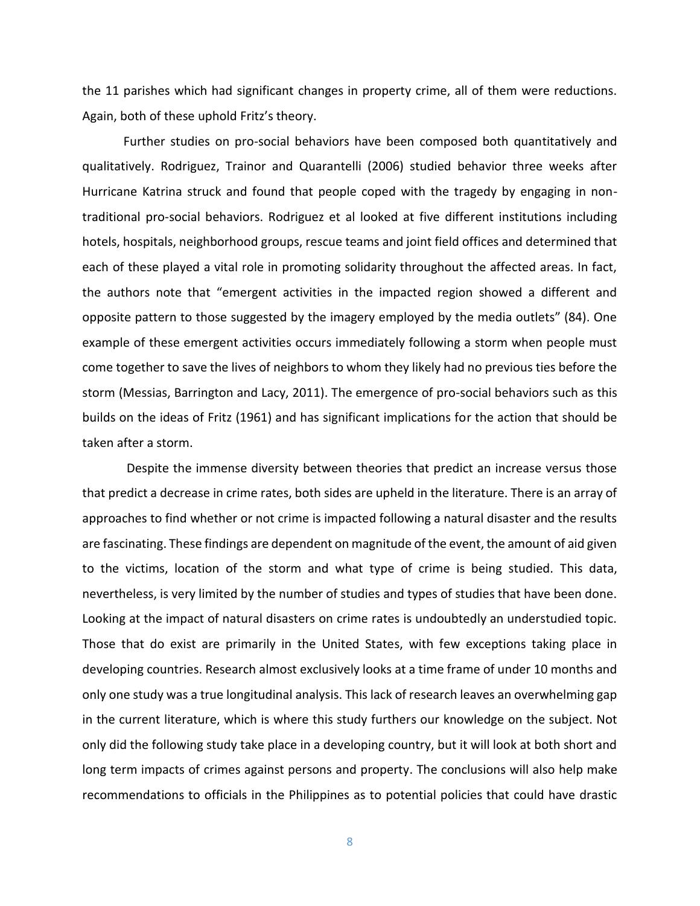the 11 parishes which had significant changes in property crime, all of them were reductions. Again, both of these uphold Fritz's theory.

Further studies on pro-social behaviors have been composed both quantitatively and qualitatively. Rodriguez, Trainor and Quarantelli (2006) studied behavior three weeks after Hurricane Katrina struck and found that people coped with the tragedy by engaging in non-traditional pro-social behaviors. Rodriguez et al looked at five different institutions including hotels, hospitals, neighborhood groups, rescue teams and joint field offices and determined that each of these played a vital role in promoting solidarity throughout the affected areas. In fact, the authors note that "emergent activities in the impacted region showed a different and opposite pattern to those suggested by the imagery employed by the media outlets" (84). One example of these emergent activities occurs immediately following a storm when people must come together to save the lives of neighbors to whom they likely had no previous ties before the storm (Messias, Barrington and Lacy, 2011). The emergence of pro-social behaviors such as this builds on the ideas of Fritz (1961) and has significant implications for the action that should be taken after a storm.

Despite the immense diversity between theories that predict an increase versus those that predict a decrease in crime rates, both sides are upheld in the literature. There is an array of approaches to find whether or not crime is impacted following a natural disaster and the results are fascinating. These findings are dependent on magnitude of the event, the amount of aid given to the victims, location of the storm and what type of crime is being studied. This data, nevertheless, is very limited by the number of studies and types of studies that have been done. Looking at the impact of natural disasters on crime rates is undoubtedly an understudied topic. Those that do exist are primarily in the United States, with few exceptions taking place in developing countries. Research almost exclusively looks at a time frame of under 10 months and only one study was a true longitudinal analysis. This lack of research leaves an overwhelming gap in the current literature, which is where this study furthers our knowledge on the subject. Not only did the following study take place in a developing country, but it will look at both short and long term impacts of crimes against persons and property. The conclusions will also help make recommendations to officials in the Philippines as to potential policies that could have drastic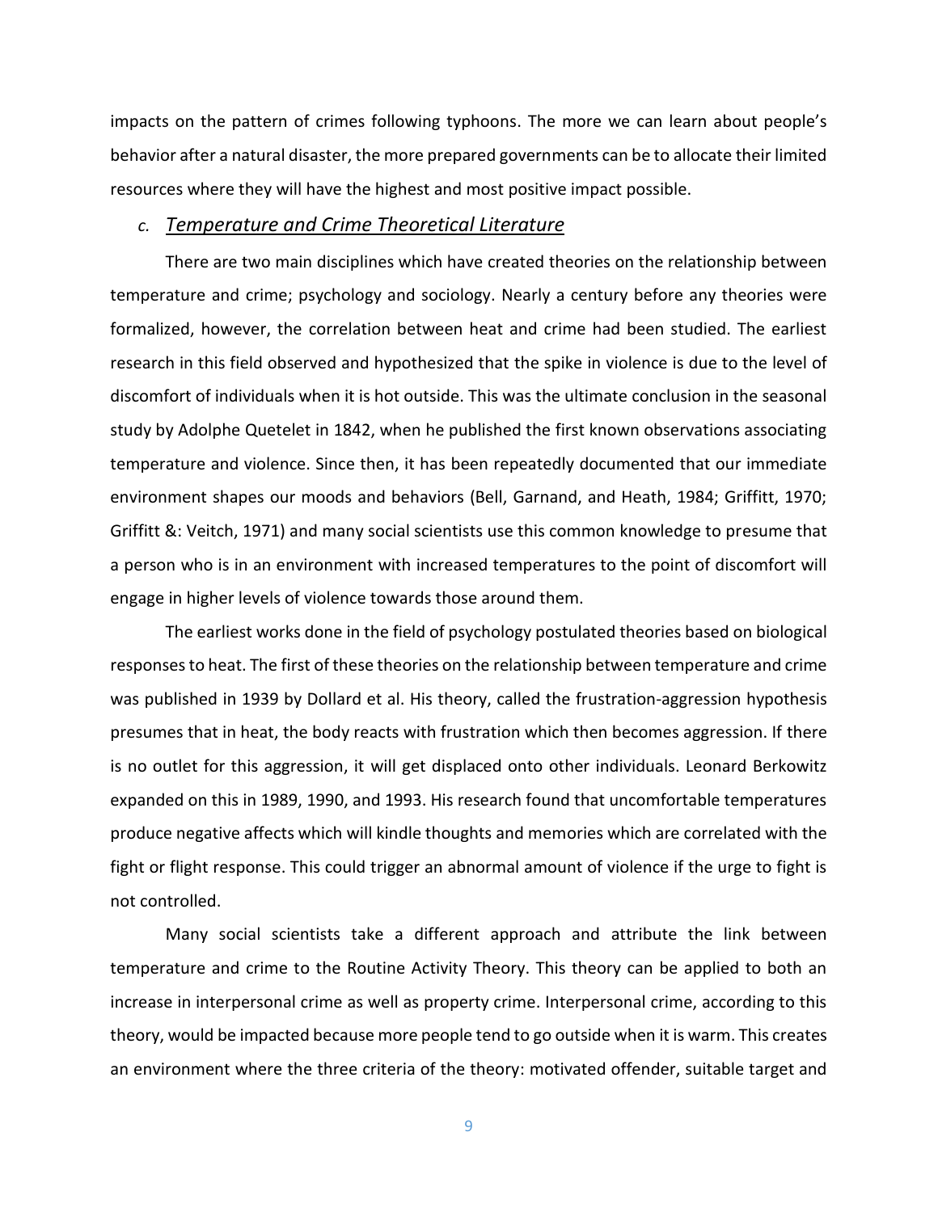impacts on the pattern of crimes following typhoons. The more we can learn about people's behavior after a natural disaster, the more prepared governments can be to allocate their limited resources where they will have the highest and most positive impact possible.

### *c. Temperature and Crime Theoretical Literature*

There are two main disciplines which have created theories on the relationship between temperature and crime; psychology and sociology. Nearly a century before any theories were formalized, however, the correlation between heat and crime had been studied. The earliest research in this field observed and hypothesized that the spike in violence is due to the level of discomfort of individuals when it is hot outside. This was the ultimate conclusion in the seasonal study by Adolphe Quetelet in 1842, when he published the first known observations associating temperature and violence. Since then, it has been repeatedly documented that our immediate environment shapes our moods and behaviors (Bell, Garnand, and Heath, 1984; Griffitt, 1970; Griffitt &: Veitch, 1971) and many social scientists use this common knowledge to presume that a person who is in an environment with increased temperatures to the point of discomfort will engage in higher levels of violence towards those around them.

The earliest works done in the field of psychology postulated theories based on biological responses to heat. The first of these theories on the relationship between temperature and crime was published in 1939 by Dollard et al. His theory, called the frustration-aggression hypothesis presumes that in heat, the body reacts with frustration which then becomes aggression. If there is no outlet for this aggression, it will get displaced onto other individuals. Leonard Berkowitz expanded on this in 1989, 1990, and 1993. His research found that uncomfortable temperatures produce negative affects which will kindle thoughts and memories which are correlated with the fight or flight response. This could trigger an abnormal amount of violence if the urge to fight is not controlled.

Many social scientists take a different approach and attribute the link between temperature and crime to the Routine Activity Theory. This theory can be applied to both an increase in interpersonal crime as well as property crime. Interpersonal crime, according to this theory, would be impacted because more people tend to go outside when it is warm. This creates an environment where the three criteria of the theory: motivated offender, suitable target and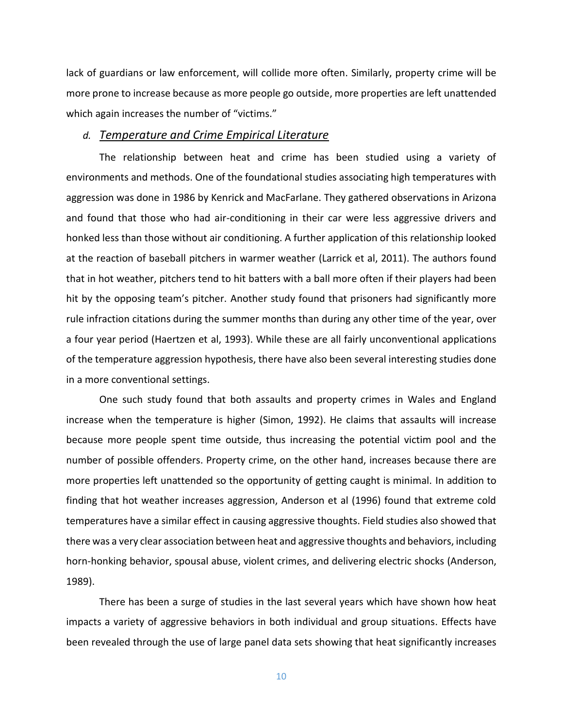lack of guardians or law enforcement, will collide more often. Similarly, property crime will be more prone to increase because as more people go outside, more properties are left unattended which again increases the number of "victims."

### *d. Temperature and Crime Empirical Literature*

The relationship between heat and crime has been studied using a variety of environments and methods. One of the foundational studies associating high temperatures with aggression was done in 1986 by Kenrick and MacFarlane. They gathered observations in Arizona and found that those who had air-conditioning in their car were less aggressive drivers and honked less than those without air conditioning. A further application of this relationship looked at the reaction of baseball pitchers in warmer weather (Larrick et al, 2011). The authors found that in hot weather, pitchers tend to hit batters with a ball more often if their players had been hit by the opposing team's pitcher. Another study found that prisoners had significantly more rule infraction citations during the summer months than during any other time of the year, over a four year period (Haertzen et al, 1993). While these are all fairly unconventional applications of the temperature aggression hypothesis, there have also been several interesting studies done in a more conventional settings.

One such study found that both assaults and property crimes in Wales and England increase when the temperature is higher (Simon, 1992). He claims that assaults will increase because more people spent time outside, thus increasing the potential victim pool and the number of possible offenders. Property crime, on the other hand, increases because there are more properties left unattended so the opportunity of getting caught is minimal. In addition to finding that hot weather increases aggression, Anderson et al (1996) found that extreme cold temperatures have a similar effect in causing aggressive thoughts. Field studies also showed that there was a very clear association between heat and aggressive thoughts and behaviors, including horn-honking behavior, spousal abuse, violent crimes, and delivering electric shocks (Anderson, 1989).

There has been a surge of studies in the last several years which have shown how heat impacts a variety of aggressive behaviors in both individual and group situations. Effects have been revealed through the use of large panel data sets showing that heat significantly increases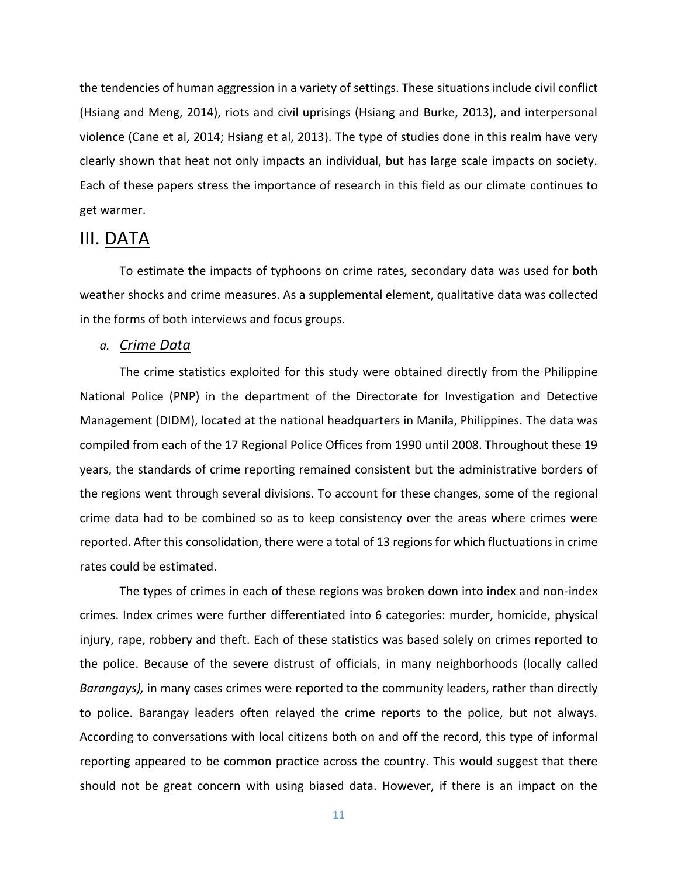the tendencies of human aggression in a variety of settings. These situations include civil conflict (Hsiang and Meng, 2014), riots and civil uprisings (Hsiang and Burke, 2013), and interpersonal violence (Cane et al, 2014; Hsiang et al, 2013). The type of studies done in this realm have very clearly shown that heat not only impacts an individual, but has large scale impacts on society. Each of these papers stress the importance of research in this field as our climate continues to get warmer.

# III. DATA

To estimate the impacts of typhoons on crime rates, secondary data was used for both weather shocks and crime measures. As a supplemental element, qualitative data was collected in the forms of both interviews and focus groups.

## *a. Crime Data*

The crime statistics exploited for this study were obtained directly from the Philippine National Police (PNP) in the department of the Directorate for Investigation and Detective Management (DIDM), located at the national headquarters in Manila, Philippines. The data was compiled from each of the 17 Regional Police Offices from 1990 until 2008. Throughout these 19 years, the standards of crime reporting remained consistent but the administrative borders of the regions went through several divisions. To account for these changes, some of the regional crime data had to be combined so as to keep consistency over the areas where crimes were reported. After this consolidation, there were a total of 13 regions for which fluctuations in crime rates could be estimated.

The types of crimes in each of these regions was broken down into index and non-index crimes. Index crimes were further differentiated into 6 categories: murder, homicide, physical injury, rape, robbery and theft. Each of these statistics was based solely on crimes reported to the police. Because of the severe distrust of officials, in many neighborhoods (locally called *Barangays),* in many cases crimes were reported to the community leaders, rather than directly to police. Barangay leaders often relayed the crime reports to the police, but not always. According to conversations with local citizens both on and off the record, this type of informal reporting appeared to be common practice across the country. This would suggest that there should not be great concern with using biased data. However, if there is an impact on the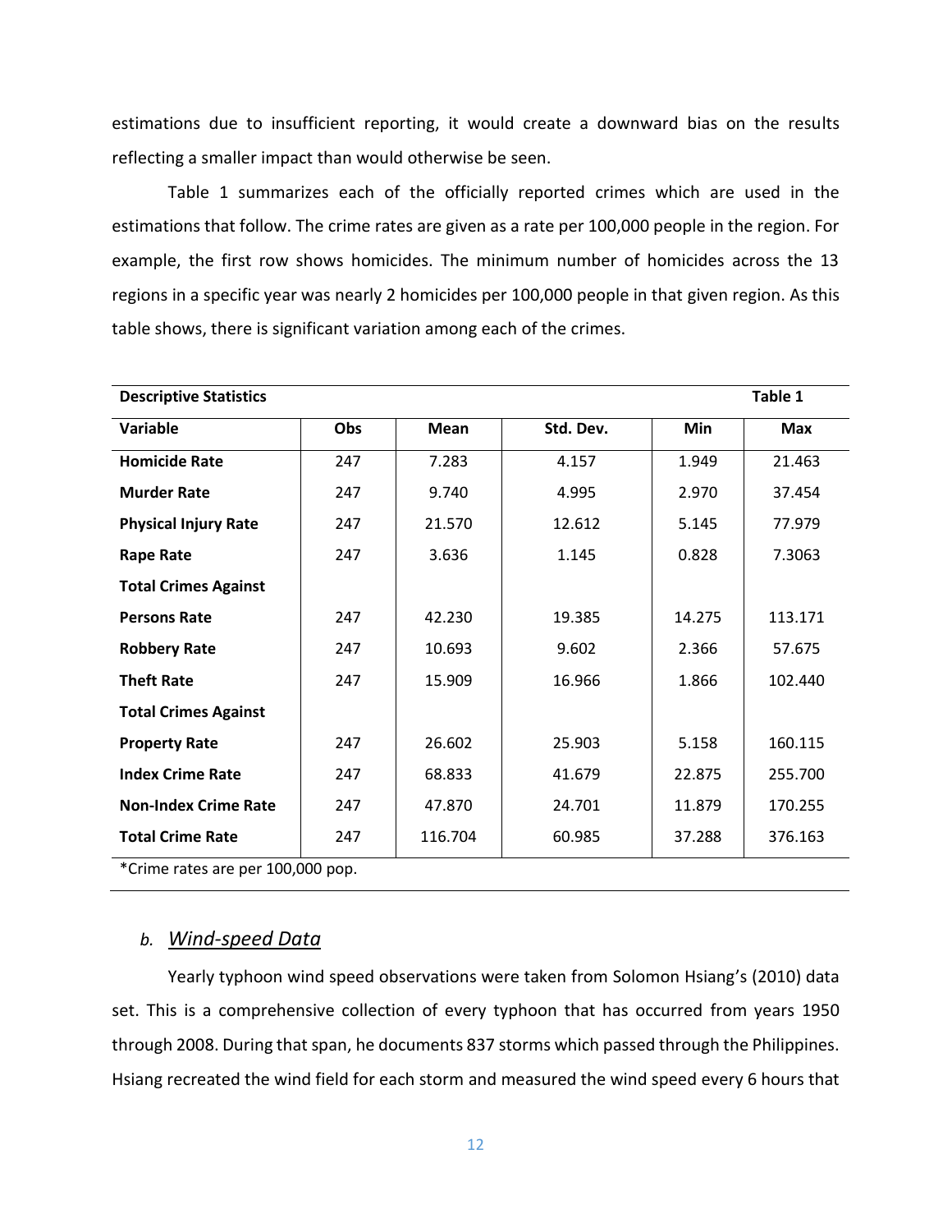estimations due to insufficient reporting, it would create a downward bias on the results reflecting a smaller impact than would otherwise be seen.

Table 1 summarizes each of the officially reported crimes which are used in the estimations that follow. The crime rates are given as a rate per 100,000 people in the region. For example, the first row shows homicides. The minimum number of homicides across the 13 regions in a specific year was nearly 2 homicides per 100,000 people in that given region. As this table shows, there is significant variation among each of the crimes.

**Descriptive Statistics** — **Table 1**

| Variable | Obs | Mean | Std. Dev. | Min | Max |
|---|---|---|---|---|---|
| **Homicide Rate** | 247 | 7.283 | 4.157 | 1.949 | 21.463 |
| **Murder Rate** | 247 | 9.740 | 4.995 | 2.970 | 37.454 |
| **Physical Injury Rate** | 247 | 21.570 | 12.612 | 5.145 | 77.979 |
| **Rape Rate** | 247 | 3.636 | 1.145 | 0.828 | 7.3063 |
| **Total Crimes Against Persons Rate** | 247 | 42.230 | 19.385 | 14.275 | 113.171 |
| **Robbery Rate** | 247 | 10.693 | 9.602 | 2.366 | 57.675 |
| **Theft Rate** | 247 | 15.909 | 16.966 | 1.866 | 102.440 |
| **Total Crimes Against Property Rate** | 247 | 26.602 | 25.903 | 5.158 | 160.115 |
| **Index Crime Rate** | 247 | 68.833 | 41.679 | 22.875 | 255.700 |
| **Non-Index Crime Rate** | 247 | 47.870 | 24.701 | 11.879 | 170.255 |
| **Total Crime Rate** | 247 | 116.704 | 60.985 | 37.288 | 376.163 |

*Crime rates are per 100,000 pop.

### *b. Wind-speed Data*

Yearly typhoon wind speed observations were taken from Solomon Hsiang's (2010) data set. This is a comprehensive collection of every typhoon that has occurred from years 1950 through 2008. During that span, he documents 837 storms which passed through the Philippines. Hsiang recreated the wind field for each storm and measured the wind speed every 6 hours that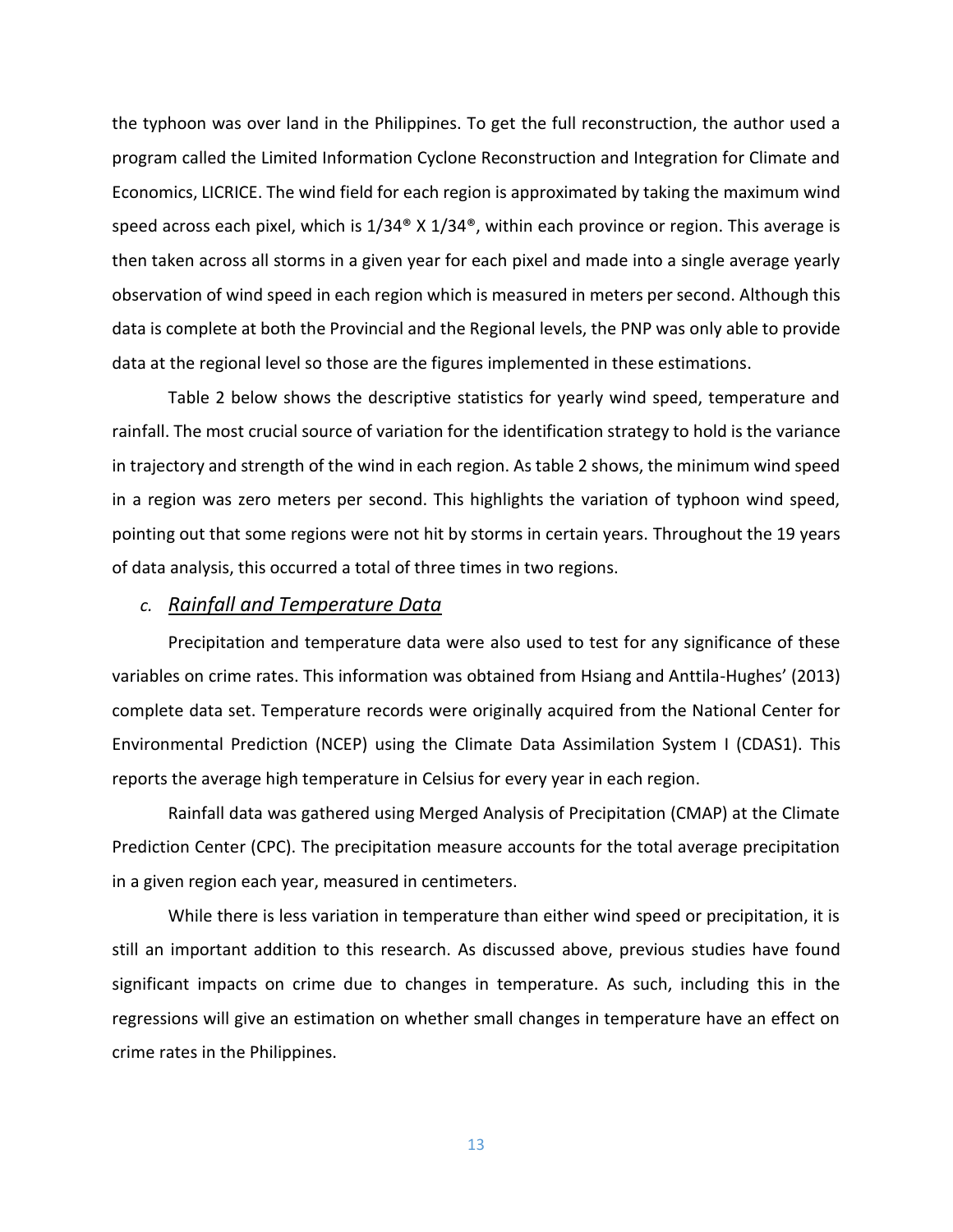the typhoon was over land in the Philippines. To get the full reconstruction, the author used a program called the Limited Information Cyclone Reconstruction and Integration for Climate and Economics, LICRICE. The wind field for each region is approximated by taking the maximum wind speed across each pixel, which is 1/34® X 1/34®, within each province or region. This average is then taken across all storms in a given year for each pixel and made into a single average yearly observation of wind speed in each region which is measured in meters per second. Although this data is complete at both the Provincial and the Regional levels, the PNP was only able to provide data at the regional level so those are the figures implemented in these estimations.

Table 2 below shows the descriptive statistics for yearly wind speed, temperature and rainfall. The most crucial source of variation for the identification strategy to hold is the variance in trajectory and strength of the wind in each region. As table 2 shows, the minimum wind speed in a region was zero meters per second. This highlights the variation of typhoon wind speed, pointing out that some regions were not hit by storms in certain years. Throughout the 19 years of data analysis, this occurred a total of three times in two regions.

### *c. Rainfall and Temperature Data*

Precipitation and temperature data were also used to test for any significance of these variables on crime rates. This information was obtained from Hsiang and Anttila-Hughes' (2013) complete data set. Temperature records were originally acquired from the National Center for Environmental Prediction (NCEP) using the Climate Data Assimilation System I (CDAS1). This reports the average high temperature in Celsius for every year in each region.

Rainfall data was gathered using Merged Analysis of Precipitation (CMAP) at the Climate Prediction Center (CPC). The precipitation measure accounts for the total average precipitation in a given region each year, measured in centimeters.

While there is less variation in temperature than either wind speed or precipitation, it is still an important addition to this research. As discussed above, previous studies have found significant impacts on crime due to changes in temperature. As such, including this in the regressions will give an estimation on whether small changes in temperature have an effect on crime rates in the Philippines.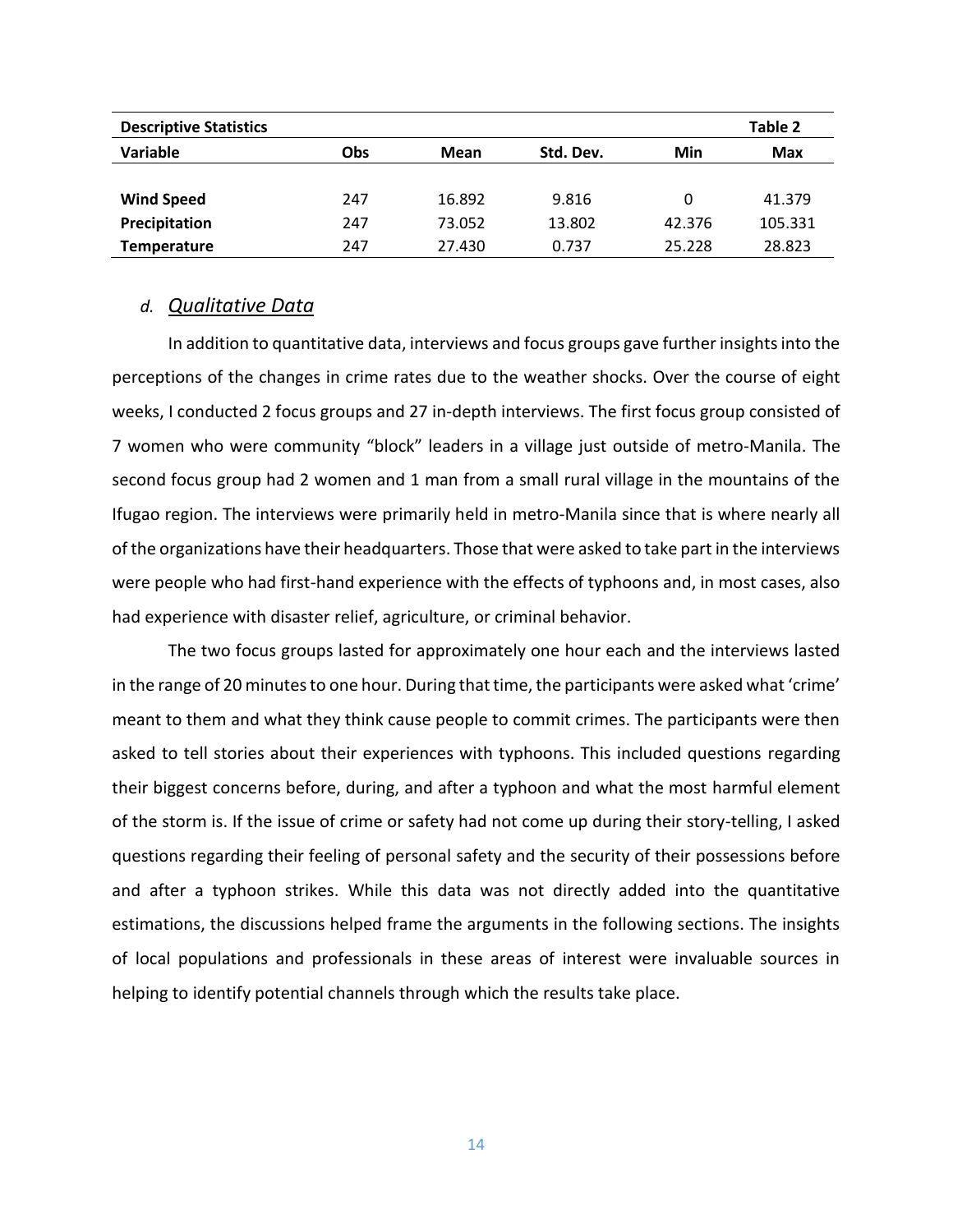| Descriptive Statistics | | | | | Table 2 |
|---|---|---|---|---|---|
| **Variable** | **Obs** | **Mean** | **Std. Dev.** | **Min** | **Max** |
| **Wind Speed** | 247 | 16.892 | 9.816 | 0 | 41.379 |
| **Precipitation** | 247 | 73.052 | 13.802 | 42.376 | 105.331 |
| **Temperature** | 247 | 27.430 | 0.737 | 25.228 | 28.823 |

### *d. Qualitative Data*

In addition to quantitative data, interviews and focus groups gave further insights into the perceptions of the changes in crime rates due to the weather shocks. Over the course of eight weeks, I conducted 2 focus groups and 27 in-depth interviews. The first focus group consisted of 7 women who were community "block" leaders in a village just outside of metro-Manila. The second focus group had 2 women and 1 man from a small rural village in the mountains of the Ifugao region. The interviews were primarily held in metro-Manila since that is where nearly all of the organizations have their headquarters. Those that were asked to take part in the interviews were people who had first-hand experience with the effects of typhoons and, in most cases, also had experience with disaster relief, agriculture, or criminal behavior.

The two focus groups lasted for approximately one hour each and the interviews lasted in the range of 20 minutes to one hour. During that time, the participants were asked what 'crime' meant to them and what they think cause people to commit crimes. The participants were then asked to tell stories about their experiences with typhoons. This included questions regarding their biggest concerns before, during, and after a typhoon and what the most harmful element of the storm is. If the issue of crime or safety had not come up during their story-telling, I asked questions regarding their feeling of personal safety and the security of their possessions before and after a typhoon strikes. While this data was not directly added into the quantitative estimations, the discussions helped frame the arguments in the following sections. The insights of local populations and professionals in these areas of interest were invaluable sources in helping to identify potential channels through which the results take place.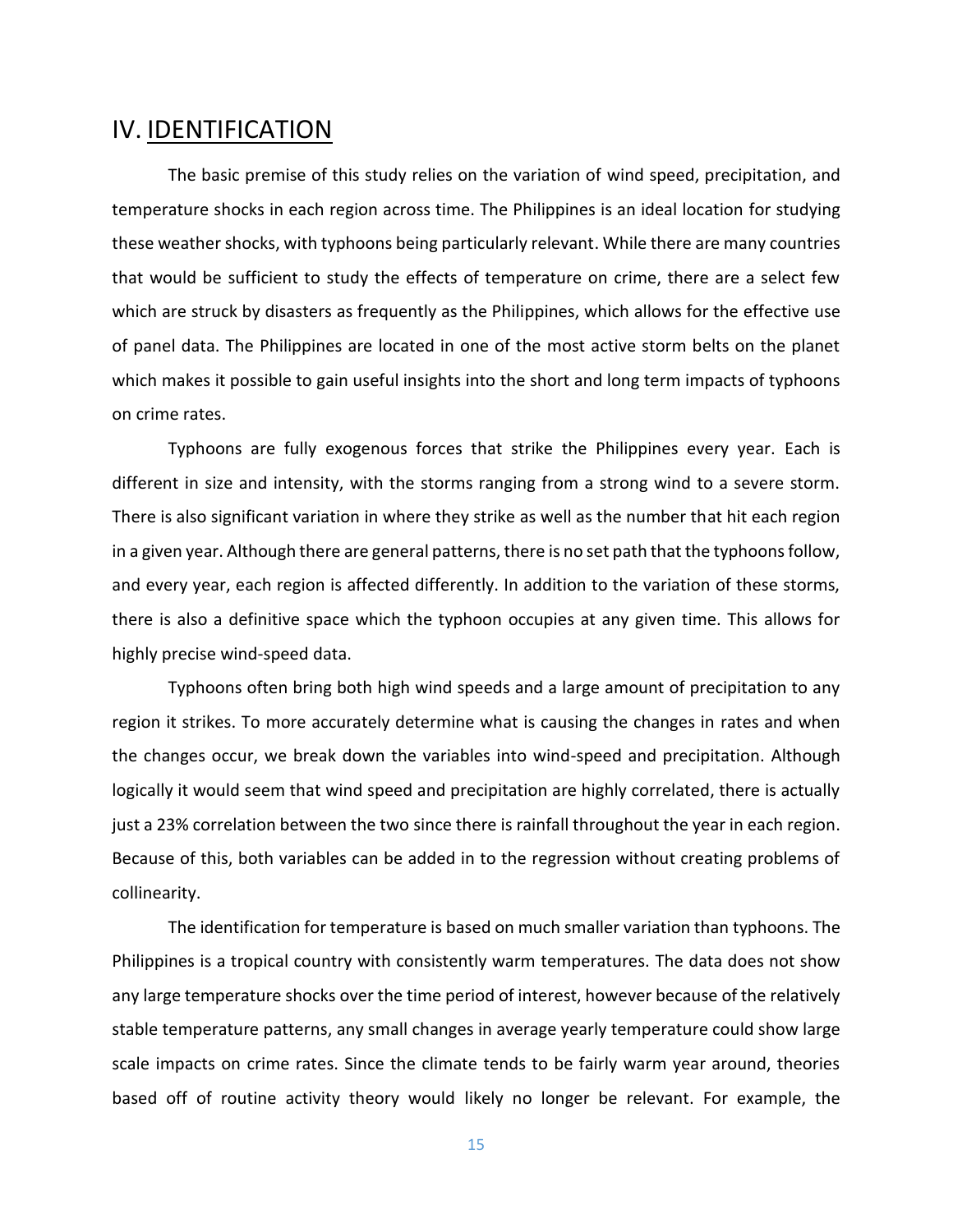## IV. IDENTIFICATION

The basic premise of this study relies on the variation of wind speed, precipitation, and temperature shocks in each region across time. The Philippines is an ideal location for studying these weather shocks, with typhoons being particularly relevant. While there are many countries that would be sufficient to study the effects of temperature on crime, there are a select few which are struck by disasters as frequently as the Philippines, which allows for the effective use of panel data. The Philippines are located in one of the most active storm belts on the planet which makes it possible to gain useful insights into the short and long term impacts of typhoons on crime rates.

Typhoons are fully exogenous forces that strike the Philippines every year. Each is different in size and intensity, with the storms ranging from a strong wind to a severe storm. There is also significant variation in where they strike as well as the number that hit each region in a given year. Although there are general patterns, there is no set path that the typhoons follow, and every year, each region is affected differently. In addition to the variation of these storms, there is also a definitive space which the typhoon occupies at any given time. This allows for highly precise wind-speed data.

Typhoons often bring both high wind speeds and a large amount of precipitation to any region it strikes. To more accurately determine what is causing the changes in rates and when the changes occur, we break down the variables into wind-speed and precipitation. Although logically it would seem that wind speed and precipitation are highly correlated, there is actually just a 23% correlation between the two since there is rainfall throughout the year in each region. Because of this, both variables can be added in to the regression without creating problems of collinearity.

The identification for temperature is based on much smaller variation than typhoons. The Philippines is a tropical country with consistently warm temperatures. The data does not show any large temperature shocks over the time period of interest, however because of the relatively stable temperature patterns, any small changes in average yearly temperature could show large scale impacts on crime rates. Since the climate tends to be fairly warm year around, theories based off of routine activity theory would likely no longer be relevant. For example, the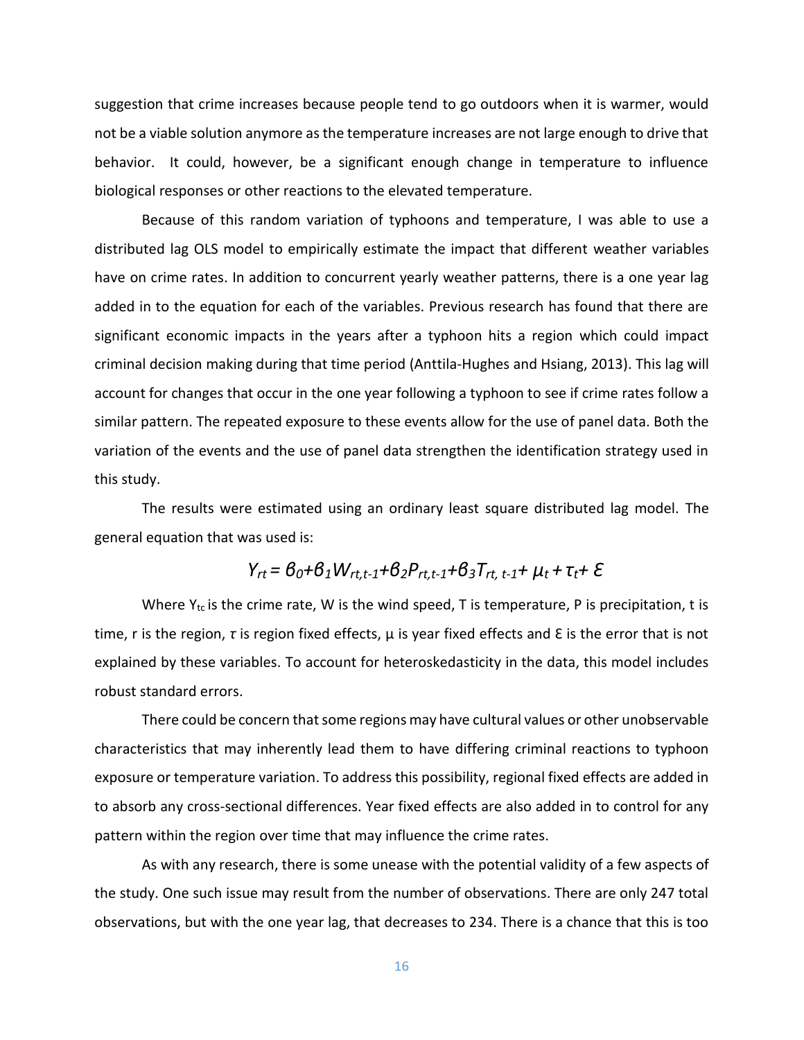suggestion that crime increases because people tend to go outdoors when it is warmer, would not be a viable solution anymore as the temperature increases are not large enough to drive that behavior. It could, however, be a significant enough change in temperature to influence biological responses or other reactions to the elevated temperature.

Because of this random variation of typhoons and temperature, I was able to use a distributed lag OLS model to empirically estimate the impact that different weather variables have on crime rates. In addition to concurrent yearly weather patterns, there is a one year lag added in to the equation for each of the variables. Previous research has found that there are significant economic impacts in the years after a typhoon hits a region which could impact criminal decision making during that time period (Anttila-Hughes and Hsiang, 2013). This lag will account for changes that occur in the one year following a typhoon to see if crime rates follow a similar pattern. The repeated exposure to these events allow for the use of panel data. Both the variation of the events and the use of panel data strengthen the identification strategy used in this study.

The results were estimated using an ordinary least square distributed lag model. The general equation that was used is:

$$Y_{rt} = \beta_0 + \beta_1 W_{rt,t-1} + \beta_2 P_{rt,t-1} + \beta_3 T_{rt,\,t-1} + \mu_t + \tau_t + \varepsilon$$

Where $Y_{tc}$ is the crime rate, W is the wind speed, T is temperature, P is precipitation, t is time, r is the region, $\tau$ is region fixed effects, $\mu$ is year fixed effects and $\varepsilon$ is the error that is not explained by these variables. To account for heteroskedasticity in the data, this model includes robust standard errors.

There could be concern that some regions may have cultural values or other unobservable characteristics that may inherently lead them to have differing criminal reactions to typhoon exposure or temperature variation. To address this possibility, regional fixed effects are added in to absorb any cross-sectional differences. Year fixed effects are also added in to control for any pattern within the region over time that may influence the crime rates.

As with any research, there is some unease with the potential validity of a few aspects of the study. One such issue may result from the number of observations. There are only 247 total observations, but with the one year lag, that decreases to 234. There is a chance that this is too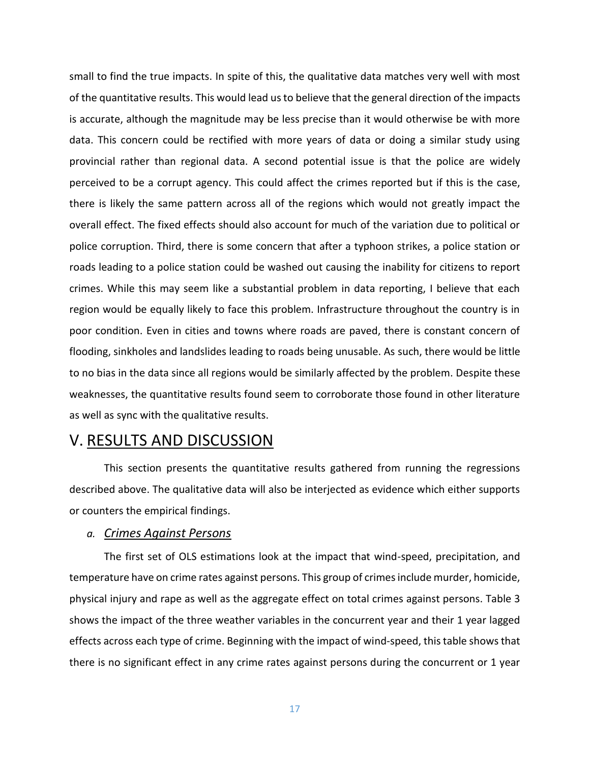small to find the true impacts. In spite of this, the qualitative data matches very well with most of the quantitative results. This would lead us to believe that the general direction of the impacts is accurate, although the magnitude may be less precise than it would otherwise be with more data. This concern could be rectified with more years of data or doing a similar study using provincial rather than regional data. A second potential issue is that the police are widely perceived to be a corrupt agency. This could affect the crimes reported but if this is the case, there is likely the same pattern across all of the regions which would not greatly impact the overall effect. The fixed effects should also account for much of the variation due to political or police corruption. Third, there is some concern that after a typhoon strikes, a police station or roads leading to a police station could be washed out causing the inability for citizens to report crimes. While this may seem like a substantial problem in data reporting, I believe that each region would be equally likely to face this problem. Infrastructure throughout the country is in poor condition. Even in cities and towns where roads are paved, there is constant concern of flooding, sinkholes and landslides leading to roads being unusable. As such, there would be little to no bias in the data since all regions would be similarly affected by the problem. Despite these weaknesses, the quantitative results found seem to corroborate those found in other literature as well as sync with the qualitative results.

# V. RESULTS AND DISCUSSION

This section presents the quantitative results gathered from running the regressions described above. The qualitative data will also be interjected as evidence which either supports or counters the empirical findings.

## *a. Crimes Against Persons*

The first set of OLS estimations look at the impact that wind-speed, precipitation, and temperature have on crime rates against persons. This group of crimes include murder, homicide, physical injury and rape as well as the aggregate effect on total crimes against persons. Table 3 shows the impact of the three weather variables in the concurrent year and their 1 year lagged effects across each type of crime. Beginning with the impact of wind-speed, this table shows that there is no significant effect in any crime rates against persons during the concurrent or 1 year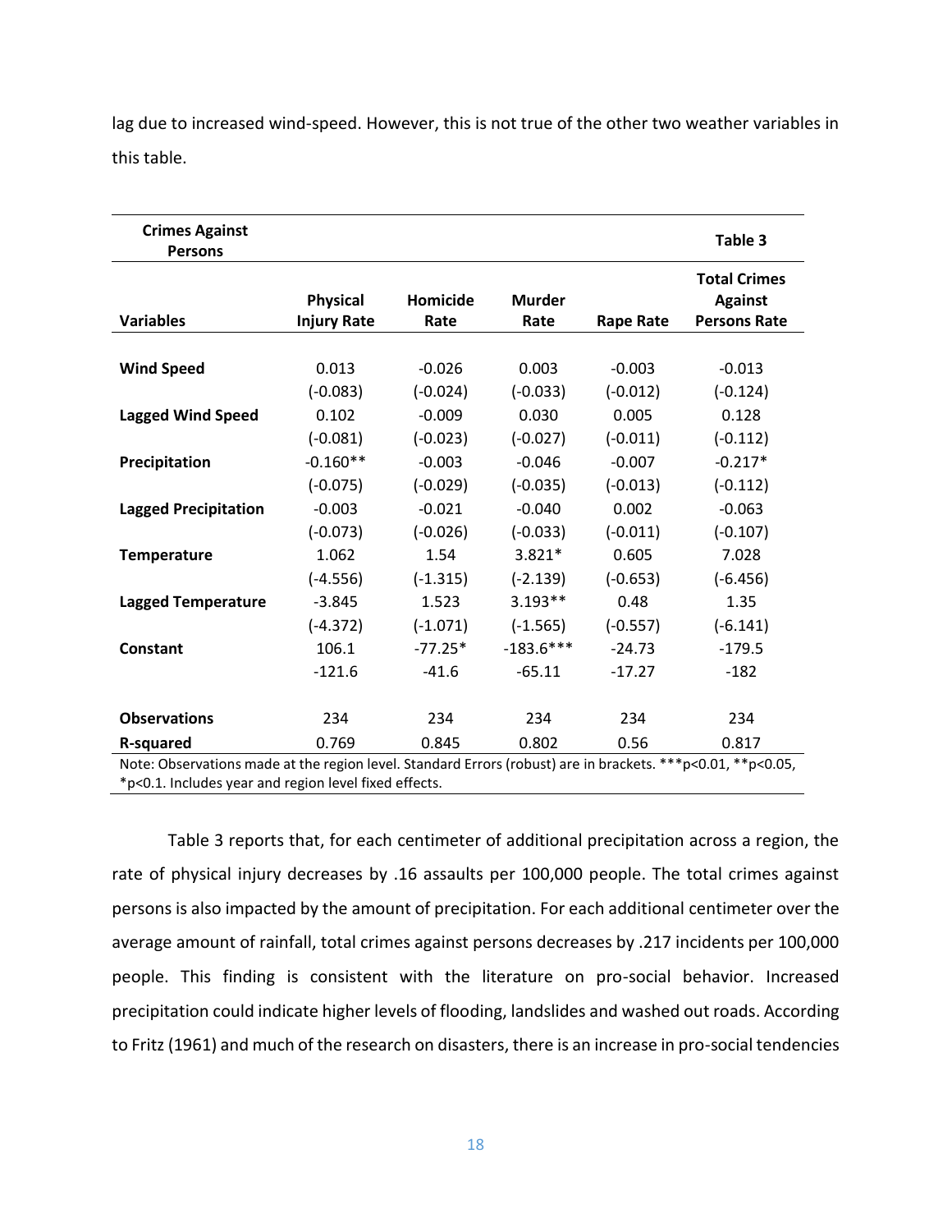lag due to increased wind-speed. However, this is not true of the other two weather variables in this table.

| Crimes Against Persons | | | | | Table 3 |
|---|---|---|---|---|---|
| Variables | Physical Injury Rate | Homicide Rate | Murder Rate | Rape Rate | Total Crimes Against Persons Rate |
| **Wind Speed** | 0.013 | -0.026 | 0.003 | -0.003 | -0.013 |
| | (-0.083) | (-0.024) | (-0.033) | (-0.012) | (-0.124) |
| **Lagged Wind Speed** | 0.102 | -0.009 | 0.030 | 0.005 | 0.128 |
| | (-0.081) | (-0.023) | (-0.027) | (-0.011) | (-0.112) |
| **Precipitation** | -0.160** | -0.003 | -0.046 | -0.007 | -0.217* |
| | (-0.075) | (-0.029) | (-0.035) | (-0.013) | (-0.112) |
| **Lagged Precipitation** | -0.003 | -0.021 | -0.040 | 0.002 | -0.063 |
| | (-0.073) | (-0.026) | (-0.033) | (-0.011) | (-0.107) |
| **Temperature** | 1.062 | 1.54 | 3.821* | 0.605 | 7.028 |
| | (-4.556) | (-1.315) | (-2.139) | (-0.653) | (-6.456) |
| **Lagged Temperature** | -3.845 | 1.523 | 3.193** | 0.48 | 1.35 |
| | (-4.372) | (-1.071) | (-1.565) | (-0.557) | (-6.141) |
| **Constant** | 106.1 | -77.25* | -183.6*** | -24.73 | -179.5 |
| | -121.6 | -41.6 | -65.11 | -17.27 | -182 |
| **Observations** | 234 | 234 | 234 | 234 | 234 |
| **R-squared** | 0.769 | 0.845 | 0.802 | 0.56 | 0.817 |

Note: Observations made at the region level. Standard Errors (robust) are in brackets. ***p<0.01, **p<0.05, *p<0.1. Includes year and region level fixed effects.

Table 3 reports that, for each centimeter of additional precipitation across a region, the rate of physical injury decreases by .16 assaults per 100,000 people. The total crimes against persons is also impacted by the amount of precipitation. For each additional centimeter over the average amount of rainfall, total crimes against persons decreases by .217 incidents per 100,000 people. This finding is consistent with the literature on pro-social behavior. Increased precipitation could indicate higher levels of flooding, landslides and washed out roads. According to Fritz (1961) and much of the research on disasters, there is an increase in pro-social tendencies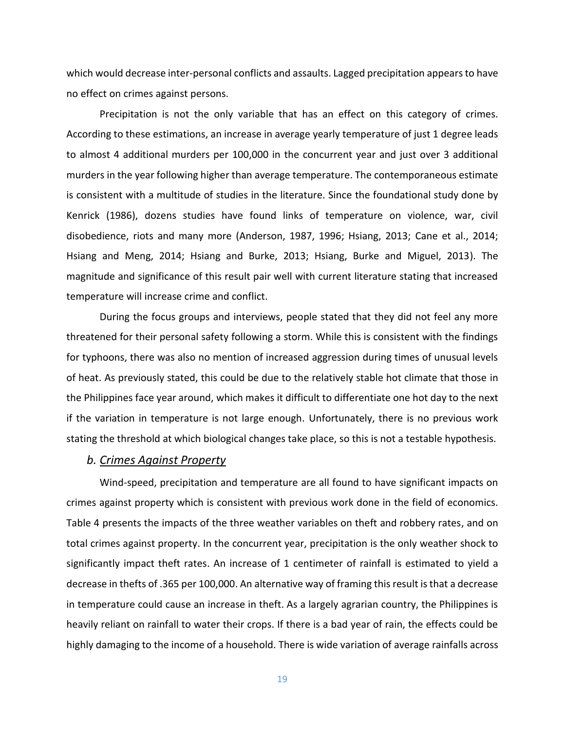which would decrease inter-personal conflicts and assaults. Lagged precipitation appears to have no effect on crimes against persons.

Precipitation is not the only variable that has an effect on this category of crimes. According to these estimations, an increase in average yearly temperature of just 1 degree leads to almost 4 additional murders per 100,000 in the concurrent year and just over 3 additional murders in the year following higher than average temperature. The contemporaneous estimate is consistent with a multitude of studies in the literature. Since the foundational study done by Kenrick (1986), dozens studies have found links of temperature on violence, war, civil disobedience, riots and many more (Anderson, 1987, 1996; Hsiang, 2013; Cane et al., 2014; Hsiang and Meng, 2014; Hsiang and Burke, 2013; Hsiang, Burke and Miguel, 2013). The magnitude and significance of this result pair well with current literature stating that increased temperature will increase crime and conflict.

During the focus groups and interviews, people stated that they did not feel any more threatened for their personal safety following a storm. While this is consistent with the findings for typhoons, there was also no mention of increased aggression during times of unusual levels of heat. As previously stated, this could be due to the relatively stable hot climate that those in the Philippines face year around, which makes it difficult to differentiate one hot day to the next if the variation in temperature is not large enough. Unfortunately, there is no previous work stating the threshold at which biological changes take place, so this is not a testable hypothesis.

### *b. Crimes Against Property*

Wind-speed, precipitation and temperature are all found to have significant impacts on crimes against property which is consistent with previous work done in the field of economics. Table 4 presents the impacts of the three weather variables on theft and robbery rates, and on total crimes against property. In the concurrent year, precipitation is the only weather shock to significantly impact theft rates. An increase of 1 centimeter of rainfall is estimated to yield a decrease in thefts of .365 per 100,000. An alternative way of framing this result is that a decrease in temperature could cause an increase in theft. As a largely agrarian country, the Philippines is heavily reliant on rainfall to water their crops. If there is a bad year of rain, the effects could be highly damaging to the income of a household. There is wide variation of average rainfalls across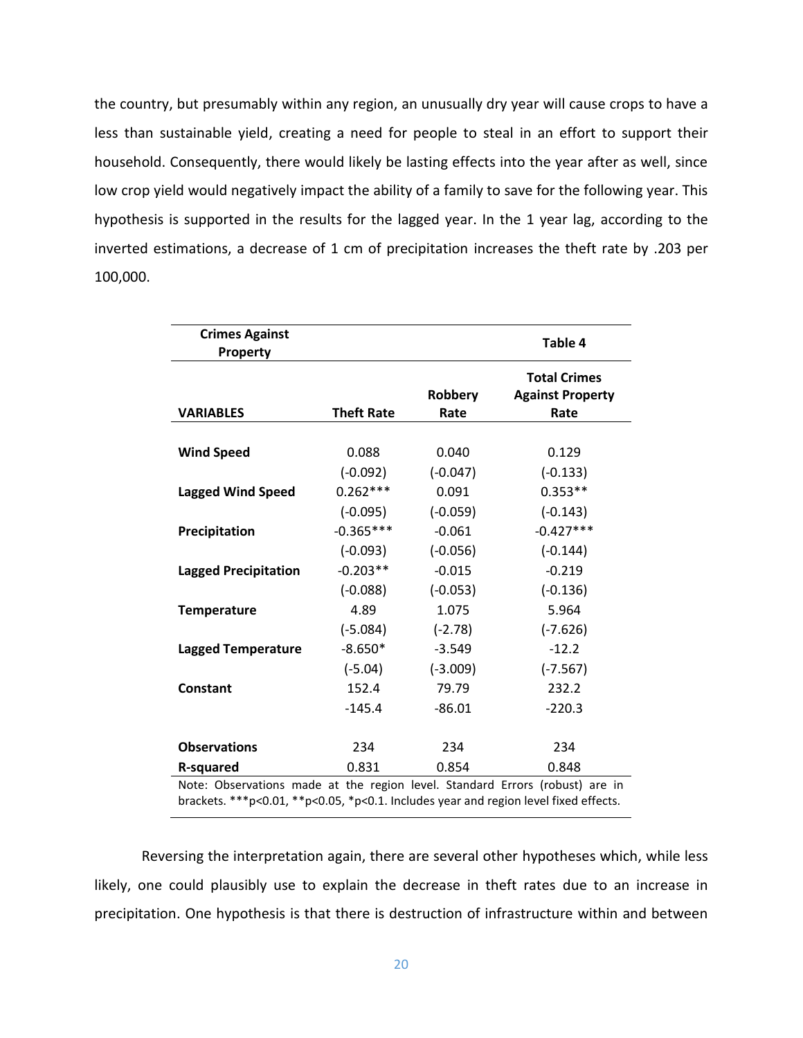the country, but presumably within any region, an unusually dry year will cause crops to have a less than sustainable yield, creating a need for people to steal in an effort to support their household. Consequently, there would likely be lasting effects into the year after as well, since low crop yield would negatively impact the ability of a family to save for the following year. This hypothesis is supported in the results for the lagged year. In the 1 year lag, according to the inverted estimations, a decrease of 1 cm of precipitation increases the theft rate by .203 per 100,000.

| **Crimes Against Property** | | | **Table 4** |
|---|---|---|---|
| **VARIABLES** | **Theft Rate** | **Robbery Rate** | **Total Crimes Against Property Rate** |
| **Wind Speed** | 0.088 | 0.040 | 0.129 |
| | (-0.092) | (-0.047) | (-0.133) |
| **Lagged Wind Speed** | 0.262*** | 0.091 | 0.353** |
| | (-0.095) | (-0.059) | (-0.143) |
| **Precipitation** | -0.365*** | -0.061 | -0.427*** |
| | (-0.093) | (-0.056) | (-0.144) |
| **Lagged Precipitation** | -0.203** | -0.015 | -0.219 |
| | (-0.088) | (-0.053) | (-0.136) |
| **Temperature** | 4.89 | 1.075 | 5.964 |
| | (-5.084) | (-2.78) | (-7.626) |
| **Lagged Temperature** | -8.650* | -3.549 | -12.2 |
| | (-5.04) | (-3.009) | (-7.567) |
| **Constant** | 152.4 | 79.79 | 232.2 |
| | -145.4 | -86.01 | -220.3 |
| **Observations** | 234 | 234 | 234 |
| **R-squared** | 0.831 | 0.854 | 0.848 |

Note: Observations made at the region level. Standard Errors (robust) are in brackets. ***p<0.01, **p<0.05, *p<0.1. Includes year and region level fixed effects.

Reversing the interpretation again, there are several other hypotheses which, while less likely, one could plausibly use to explain the decrease in theft rates due to an increase in precipitation. One hypothesis is that there is destruction of infrastructure within and between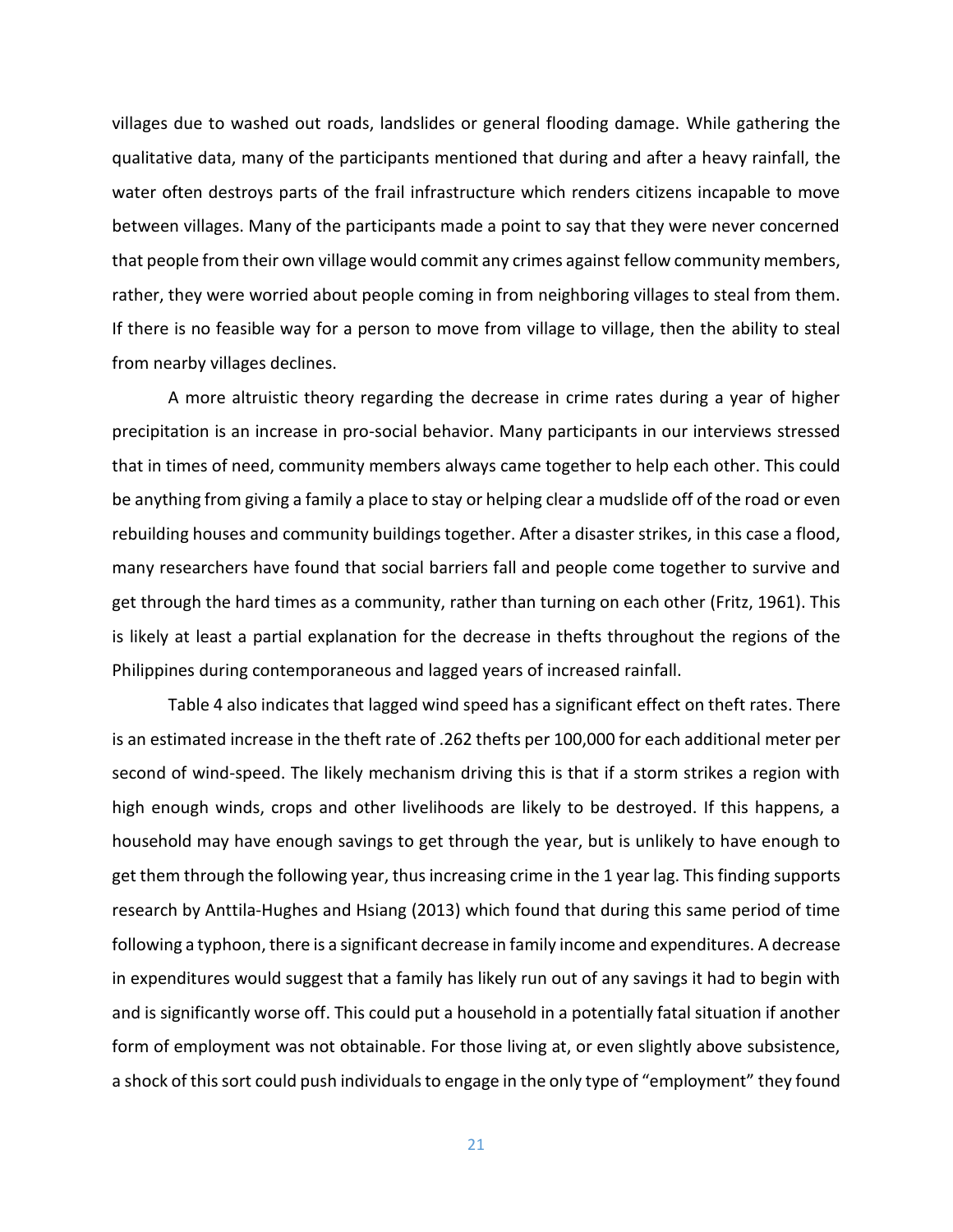villages due to washed out roads, landslides or general flooding damage. While gathering the qualitative data, many of the participants mentioned that during and after a heavy rainfall, the water often destroys parts of the frail infrastructure which renders citizens incapable to move between villages. Many of the participants made a point to say that they were never concerned that people from their own village would commit any crimes against fellow community members, rather, they were worried about people coming in from neighboring villages to steal from them. If there is no feasible way for a person to move from village to village, then the ability to steal from nearby villages declines.

A more altruistic theory regarding the decrease in crime rates during a year of higher precipitation is an increase in pro-social behavior. Many participants in our interviews stressed that in times of need, community members always came together to help each other. This could be anything from giving a family a place to stay or helping clear a mudslide off of the road or even rebuilding houses and community buildings together. After a disaster strikes, in this case a flood, many researchers have found that social barriers fall and people come together to survive and get through the hard times as a community, rather than turning on each other (Fritz, 1961). This is likely at least a partial explanation for the decrease in thefts throughout the regions of the Philippines during contemporaneous and lagged years of increased rainfall.

Table 4 also indicates that lagged wind speed has a significant effect on theft rates. There is an estimated increase in the theft rate of .262 thefts per 100,000 for each additional meter per second of wind-speed. The likely mechanism driving this is that if a storm strikes a region with high enough winds, crops and other livelihoods are likely to be destroyed. If this happens, a household may have enough savings to get through the year, but is unlikely to have enough to get them through the following year, thus increasing crime in the 1 year lag. This finding supports research by Anttila-Hughes and Hsiang (2013) which found that during this same period of time following a typhoon, there is a significant decrease in family income and expenditures. A decrease in expenditures would suggest that a family has likely run out of any savings it had to begin with and is significantly worse off. This could put a household in a potentially fatal situation if another form of employment was not obtainable. For those living at, or even slightly above subsistence, a shock of this sort could push individuals to engage in the only type of "employment" they found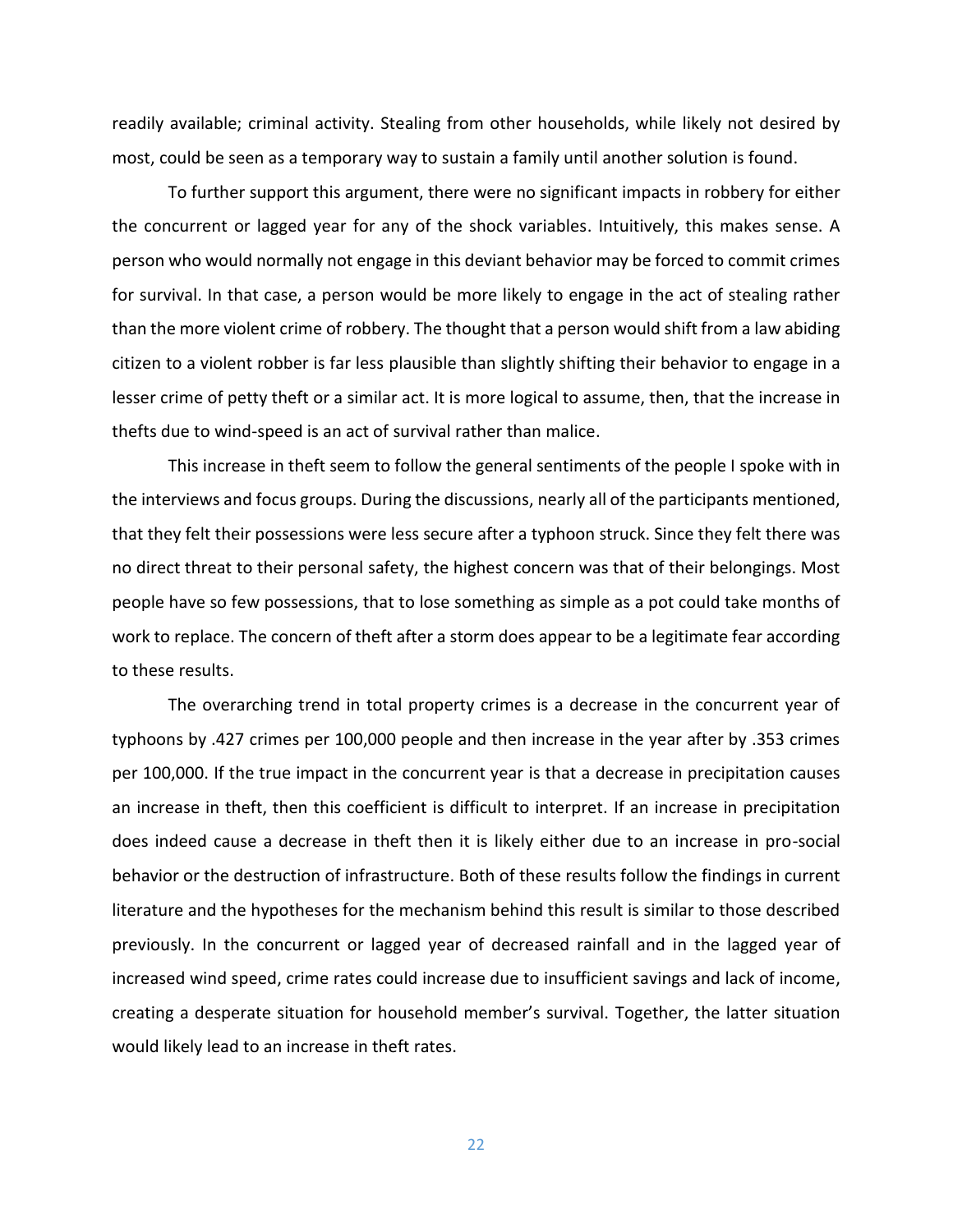readily available; criminal activity. Stealing from other households, while likely not desired by most, could be seen as a temporary way to sustain a family until another solution is found.

To further support this argument, there were no significant impacts in robbery for either the concurrent or lagged year for any of the shock variables. Intuitively, this makes sense. A person who would normally not engage in this deviant behavior may be forced to commit crimes for survival. In that case, a person would be more likely to engage in the act of stealing rather than the more violent crime of robbery. The thought that a person would shift from a law abiding citizen to a violent robber is far less plausible than slightly shifting their behavior to engage in a lesser crime of petty theft or a similar act. It is more logical to assume, then, that the increase in thefts due to wind-speed is an act of survival rather than malice.

This increase in theft seem to follow the general sentiments of the people I spoke with in the interviews and focus groups. During the discussions, nearly all of the participants mentioned, that they felt their possessions were less secure after a typhoon struck. Since they felt there was no direct threat to their personal safety, the highest concern was that of their belongings. Most people have so few possessions, that to lose something as simple as a pot could take months of work to replace. The concern of theft after a storm does appear to be a legitimate fear according to these results.

The overarching trend in total property crimes is a decrease in the concurrent year of typhoons by .427 crimes per 100,000 people and then increase in the year after by .353 crimes per 100,000. If the true impact in the concurrent year is that a decrease in precipitation causes an increase in theft, then this coefficient is difficult to interpret. If an increase in precipitation does indeed cause a decrease in theft then it is likely either due to an increase in pro-social behavior or the destruction of infrastructure. Both of these results follow the findings in current literature and the hypotheses for the mechanism behind this result is similar to those described previously. In the concurrent or lagged year of decreased rainfall and in the lagged year of increased wind speed, crime rates could increase due to insufficient savings and lack of income, creating a desperate situation for household member's survival. Together, the latter situation would likely lead to an increase in theft rates.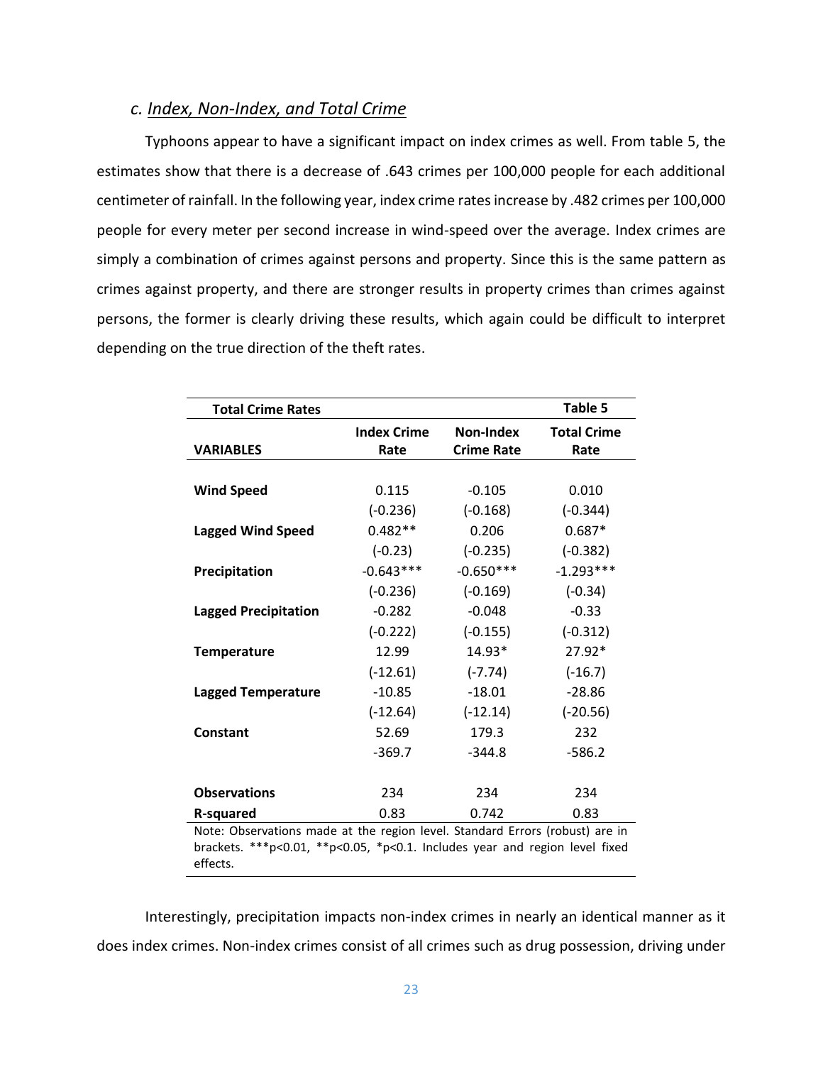### *c. Index, Non-Index, and Total Crime*

Typhoons appear to have a significant impact on index crimes as well. From table 5, the estimates show that there is a decrease of .643 crimes per 100,000 people for each additional centimeter of rainfall. In the following year, index crime rates increase by .482 crimes per 100,000 people for every meter per second increase in wind-speed over the average. Index crimes are simply a combination of crimes against persons and property. Since this is the same pattern as crimes against property, and there are stronger results in property crimes than crimes against persons, the former is clearly driving these results, which again could be difficult to interpret depending on the true direction of the theft rates.

| **Total Crime Rates** | | | **Table 5** |
|---|---|---|---|
| **VARIABLES** | **Index Crime Rate** | **Non-Index Crime Rate** | **Total Crime Rate** |
| **Wind Speed** | 0.115 | -0.105 | 0.010 |
| | (-0.236) | (-0.168) | (-0.344) |
| **Lagged Wind Speed** | 0.482** | 0.206 | 0.687* |
| | (-0.23) | (-0.235) | (-0.382) |
| **Precipitation** | -0.643*** | -0.650*** | -1.293*** |
| | (-0.236) | (-0.169) | (-0.34) |
| **Lagged Precipitation** | -0.282 | -0.048 | -0.33 |
| | (-0.222) | (-0.155) | (-0.312) |
| **Temperature** | 12.99 | 14.93* | 27.92* |
| | (-12.61) | (-7.74) | (-16.7) |
| **Lagged Temperature** | -10.85 | -18.01 | -28.86 |
| | (-12.64) | (-12.14) | (-20.56) |
| **Constant** | 52.69 | 179.3 | 232 |
| | -369.7 | -344.8 | -586.2 |
| **Observations** | 234 | 234 | 234 |
| **R-squared** | 0.83 | 0.742 | 0.83 |

Note: Observations made at the region level. Standard Errors (robust) are in brackets. ***p<0.01, **p<0.05, *p<0.1. Includes year and region level fixed effects.

Interestingly, precipitation impacts non-index crimes in nearly an identical manner as it does index crimes. Non-index crimes consist of all crimes such as drug possession, driving under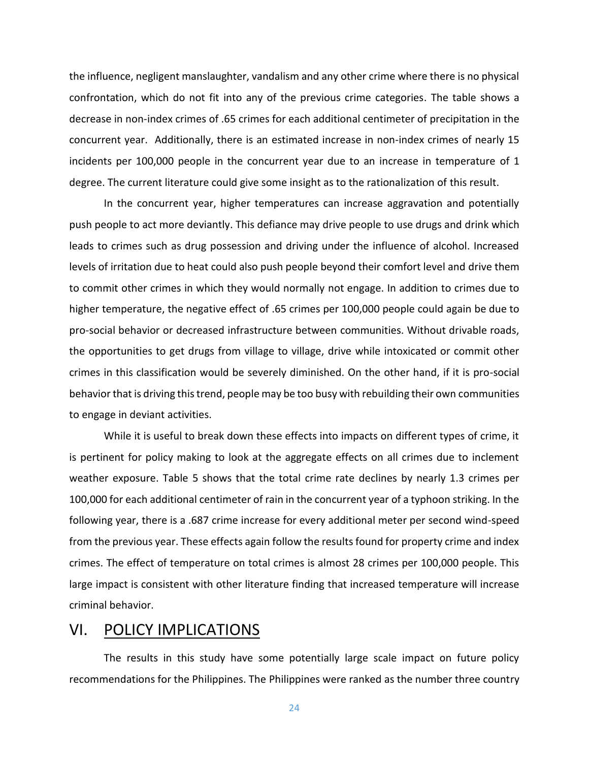the influence, negligent manslaughter, vandalism and any other crime where there is no physical confrontation, which do not fit into any of the previous crime categories. The table shows a decrease in non-index crimes of .65 crimes for each additional centimeter of precipitation in the concurrent year. Additionally, there is an estimated increase in non-index crimes of nearly 15 incidents per 100,000 people in the concurrent year due to an increase in temperature of 1 degree. The current literature could give some insight as to the rationalization of this result.

In the concurrent year, higher temperatures can increase aggravation and potentially push people to act more deviantly. This defiance may drive people to use drugs and drink which leads to crimes such as drug possession and driving under the influence of alcohol. Increased levels of irritation due to heat could also push people beyond their comfort level and drive them to commit other crimes in which they would normally not engage. In addition to crimes due to higher temperature, the negative effect of .65 crimes per 100,000 people could again be due to pro-social behavior or decreased infrastructure between communities. Without drivable roads, the opportunities to get drugs from village to village, drive while intoxicated or commit other crimes in this classification would be severely diminished. On the other hand, if it is pro-social behavior that is driving this trend, people may be too busy with rebuilding their own communities to engage in deviant activities.

While it is useful to break down these effects into impacts on different types of crime, it is pertinent for policy making to look at the aggregate effects on all crimes due to inclement weather exposure. Table 5 shows that the total crime rate declines by nearly 1.3 crimes per 100,000 for each additional centimeter of rain in the concurrent year of a typhoon striking. In the following year, there is a .687 crime increase for every additional meter per second wind-speed from the previous year. These effects again follow the results found for property crime and index crimes. The effect of temperature on total crimes is almost 28 crimes per 100,000 people. This large impact is consistent with other literature finding that increased temperature will increase criminal behavior.

# VI. POLICY IMPLICATIONS

The results in this study have some potentially large scale impact on future policy recommendations for the Philippines. The Philippines were ranked as the number three country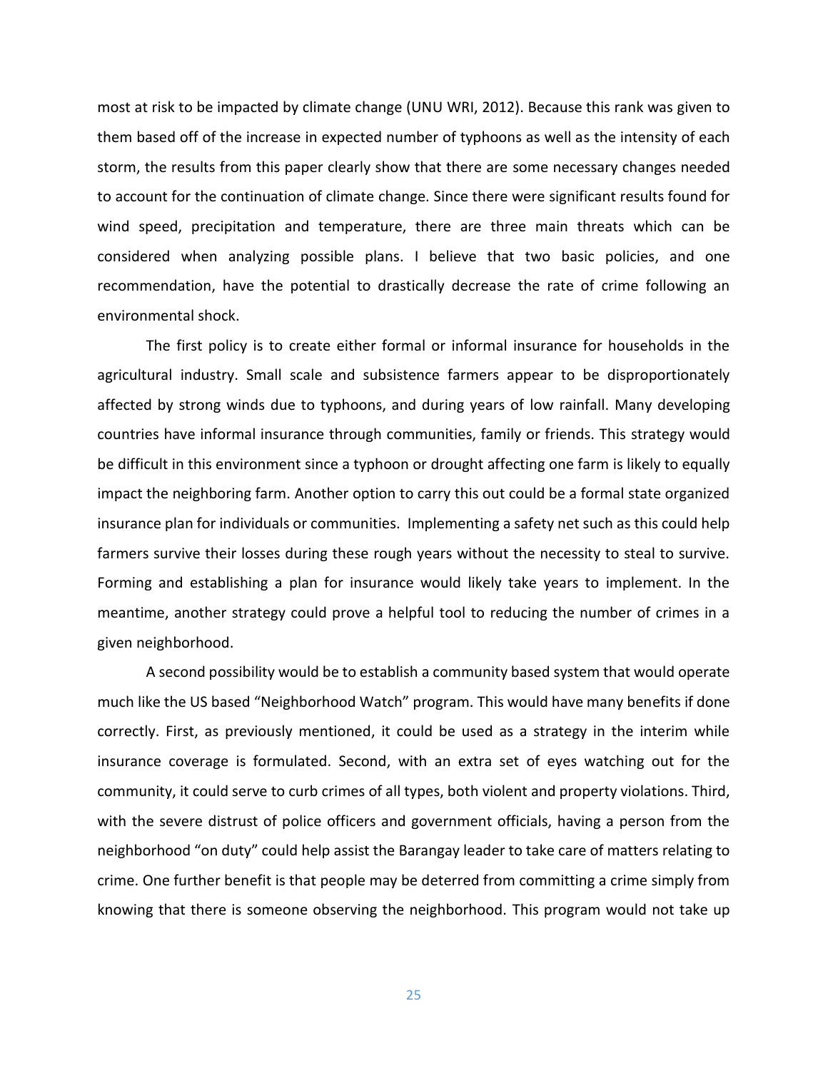most at risk to be impacted by climate change (UNU WRI, 2012). Because this rank was given to them based off of the increase in expected number of typhoons as well as the intensity of each storm, the results from this paper clearly show that there are some necessary changes needed to account for the continuation of climate change. Since there were significant results found for wind speed, precipitation and temperature, there are three main threats which can be considered when analyzing possible plans. I believe that two basic policies, and one recommendation, have the potential to drastically decrease the rate of crime following an environmental shock.

The first policy is to create either formal or informal insurance for households in the agricultural industry. Small scale and subsistence farmers appear to be disproportionately affected by strong winds due to typhoons, and during years of low rainfall. Many developing countries have informal insurance through communities, family or friends. This strategy would be difficult in this environment since a typhoon or drought affecting one farm is likely to equally impact the neighboring farm. Another option to carry this out could be a formal state organized insurance plan for individuals or communities. Implementing a safety net such as this could help farmers survive their losses during these rough years without the necessity to steal to survive. Forming and establishing a plan for insurance would likely take years to implement. In the meantime, another strategy could prove a helpful tool to reducing the number of crimes in a given neighborhood.

A second possibility would be to establish a community based system that would operate much like the US based "Neighborhood Watch" program. This would have many benefits if done correctly. First, as previously mentioned, it could be used as a strategy in the interim while insurance coverage is formulated. Second, with an extra set of eyes watching out for the community, it could serve to curb crimes of all types, both violent and property violations. Third, with the severe distrust of police officers and government officials, having a person from the neighborhood "on duty" could help assist the Barangay leader to take care of matters relating to crime. One further benefit is that people may be deterred from committing a crime simply from knowing that there is someone observing the neighborhood. This program would not take up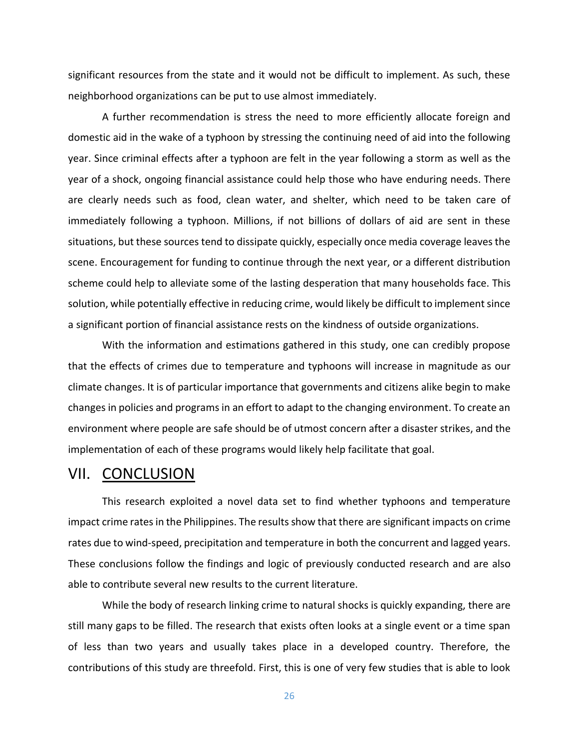significant resources from the state and it would not be difficult to implement. As such, these neighborhood organizations can be put to use almost immediately.

A further recommendation is stress the need to more efficiently allocate foreign and domestic aid in the wake of a typhoon by stressing the continuing need of aid into the following year. Since criminal effects after a typhoon are felt in the year following a storm as well as the year of a shock, ongoing financial assistance could help those who have enduring needs. There are clearly needs such as food, clean water, and shelter, which need to be taken care of immediately following a typhoon. Millions, if not billions of dollars of aid are sent in these situations, but these sources tend to dissipate quickly, especially once media coverage leaves the scene. Encouragement for funding to continue through the next year, or a different distribution scheme could help to alleviate some of the lasting desperation that many households face. This solution, while potentially effective in reducing crime, would likely be difficult to implement since a significant portion of financial assistance rests on the kindness of outside organizations.

With the information and estimations gathered in this study, one can credibly propose that the effects of crimes due to temperature and typhoons will increase in magnitude as our climate changes. It is of particular importance that governments and citizens alike begin to make changes in policies and programs in an effort to adapt to the changing environment. To create an environment where people are safe should be of utmost concern after a disaster strikes, and the implementation of each of these programs would likely help facilitate that goal.

# VII. CONCLUSION

This research exploited a novel data set to find whether typhoons and temperature impact crime rates in the Philippines. The results show that there are significant impacts on crime rates due to wind-speed, precipitation and temperature in both the concurrent and lagged years. These conclusions follow the findings and logic of previously conducted research and are also able to contribute several new results to the current literature.

While the body of research linking crime to natural shocks is quickly expanding, there are still many gaps to be filled. The research that exists often looks at a single event or a time span of less than two years and usually takes place in a developed country. Therefore, the contributions of this study are threefold. First, this is one of very few studies that is able to look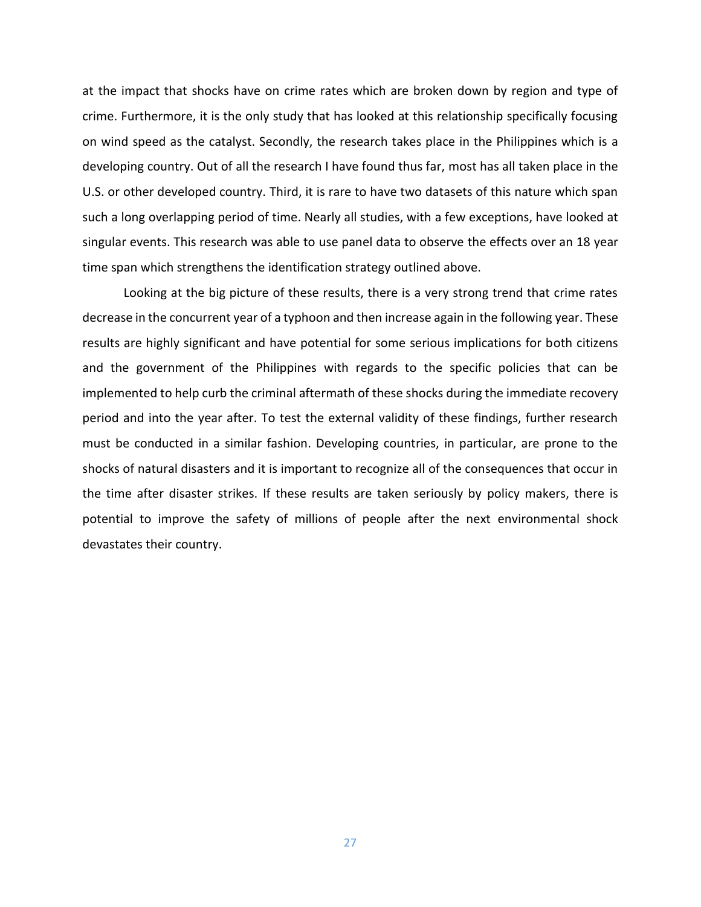at the impact that shocks have on crime rates which are broken down by region and type of crime. Furthermore, it is the only study that has looked at this relationship specifically focusing on wind speed as the catalyst. Secondly, the research takes place in the Philippines which is a developing country. Out of all the research I have found thus far, most has all taken place in the U.S. or other developed country. Third, it is rare to have two datasets of this nature which span such a long overlapping period of time. Nearly all studies, with a few exceptions, have looked at singular events. This research was able to use panel data to observe the effects over an 18 year time span which strengthens the identification strategy outlined above.

Looking at the big picture of these results, there is a very strong trend that crime rates decrease in the concurrent year of a typhoon and then increase again in the following year. These results are highly significant and have potential for some serious implications for both citizens and the government of the Philippines with regards to the specific policies that can be implemented to help curb the criminal aftermath of these shocks during the immediate recovery period and into the year after. To test the external validity of these findings, further research must be conducted in a similar fashion. Developing countries, in particular, are prone to the shocks of natural disasters and it is important to recognize all of the consequences that occur in the time after disaster strikes. If these results are taken seriously by policy makers, there is potential to improve the safety of millions of people after the next environmental shock devastates their country.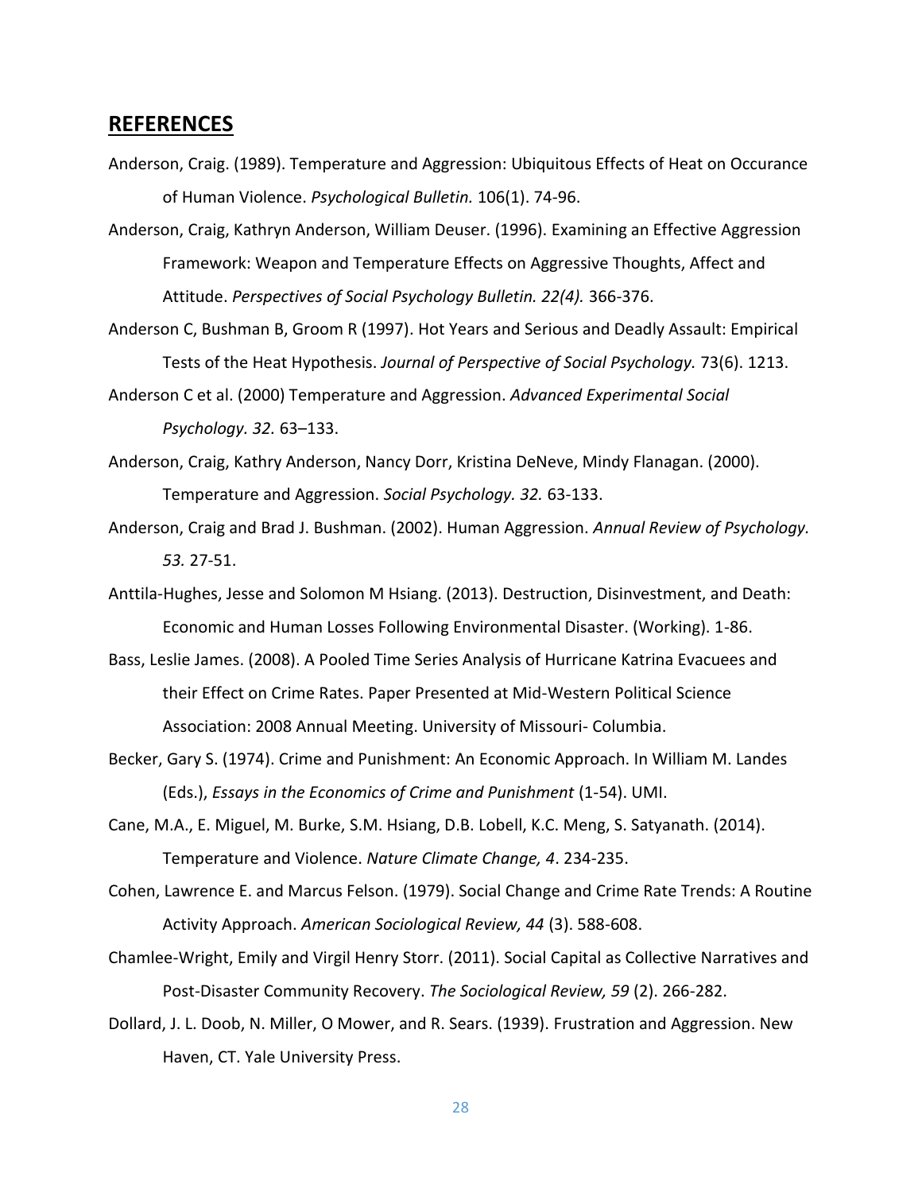## REFERENCES

Anderson, Craig. (1989). Temperature and Aggression: Ubiquitous Effects of Heat on Occurance of Human Violence. *Psychological Bulletin.* 106(1). 74-96.

Anderson, Craig, Kathryn Anderson, William Deuser. (1996). Examining an Effective Aggression Framework: Weapon and Temperature Effects on Aggressive Thoughts, Affect and Attitude. *Perspectives of Social Psychology Bulletin. 22(4).* 366-376.

Anderson C, Bushman B, Groom R (1997). Hot Years and Serious and Deadly Assault: Empirical Tests of the Heat Hypothesis. *Journal of Perspective of Social Psychology.* 73(6). 1213.

Anderson C et al. (2000) Temperature and Aggression. *Advanced Experimental Social Psychology. 32.* 63–133.

Anderson, Craig, Kathry Anderson, Nancy Dorr, Kristina DeNeve, Mindy Flanagan. (2000). Temperature and Aggression. *Social Psychology. 32.* 63-133.

Anderson, Craig and Brad J. Bushman. (2002). Human Aggression. *Annual Review of Psychology. 53.* 27-51.

Anttila-Hughes, Jesse and Solomon M Hsiang. (2013). Destruction, Disinvestment, and Death: Economic and Human Losses Following Environmental Disaster. (Working). 1-86.

Bass, Leslie James. (2008). A Pooled Time Series Analysis of Hurricane Katrina Evacuees and their Effect on Crime Rates. Paper Presented at Mid-Western Political Science Association: 2008 Annual Meeting. University of Missouri- Columbia.

Becker, Gary S. (1974). Crime and Punishment: An Economic Approach. In William M. Landes (Eds.), *Essays in the Economics of Crime and Punishment* (1-54). UMI.

Cane, M.A., E. Miguel, M. Burke, S.M. Hsiang, D.B. Lobell, K.C. Meng, S. Satyanath. (2014). Temperature and Violence. *Nature Climate Change, 4*. 234-235.

Cohen, Lawrence E. and Marcus Felson. (1979). Social Change and Crime Rate Trends: A Routine Activity Approach. *American Sociological Review, 44* (3). 588-608.

Chamlee-Wright, Emily and Virgil Henry Storr. (2011). Social Capital as Collective Narratives and Post-Disaster Community Recovery. *The Sociological Review, 59* (2). 266-282.

Dollard, J. L. Doob, N. Miller, O Mower, and R. Sears. (1939). Frustration and Aggression. New Haven, CT. Yale University Press.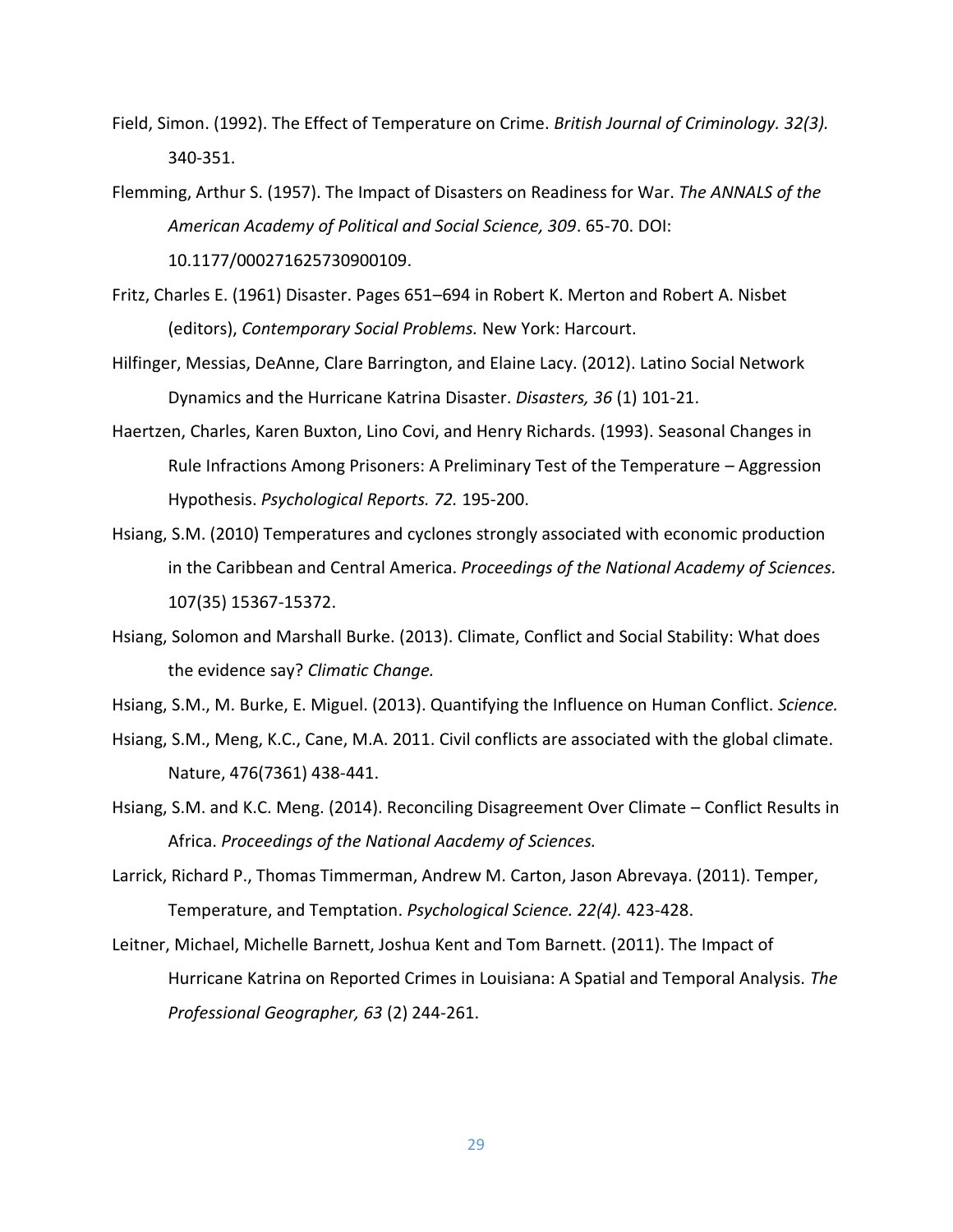Field, Simon. (1992). The Effect of Temperature on Crime. *British Journal of Criminology. 32(3).* 340-351.

Flemming, Arthur S. (1957). The Impact of Disasters on Readiness for War. *The ANNALS of the American Academy of Political and Social Science, 309*. 65-70. DOI: 10.1177/000271625730900109.

Fritz, Charles E. (1961) Disaster. Pages 651–694 in Robert K. Merton and Robert A. Nisbet (editors), *Contemporary Social Problems.* New York: Harcourt.

Hilfinger, Messias, DeAnne, Clare Barrington, and Elaine Lacy. (2012). Latino Social Network Dynamics and the Hurricane Katrina Disaster. *Disasters, 36* (1) 101-21.

Haertzen, Charles, Karen Buxton, Lino Covi, and Henry Richards. (1993). Seasonal Changes in Rule Infractions Among Prisoners: A Preliminary Test of the Temperature – Aggression Hypothesis. *Psychological Reports. 72.* 195-200.

Hsiang, S.M. (2010) Temperatures and cyclones strongly associated with economic production in the Caribbean and Central America. *Proceedings of the National Academy of Sciences.* 107(35) 15367-15372.

Hsiang, Solomon and Marshall Burke. (2013). Climate, Conflict and Social Stability: What does the evidence say? *Climatic Change.*

Hsiang, S.M., M. Burke, E. Miguel. (2013). Quantifying the Influence on Human Conflict. *Science.*

Hsiang, S.M., Meng, K.C., Cane, M.A. 2011. Civil conflicts are associated with the global climate. Nature, 476(7361) 438-441.

Hsiang, S.M. and K.C. Meng. (2014). Reconciling Disagreement Over Climate – Conflict Results in Africa. *Proceedings of the National Aacdemy of Sciences.*

Larrick, Richard P., Thomas Timmerman, Andrew M. Carton, Jason Abrevaya. (2011). Temper, Temperature, and Temptation. *Psychological Science. 22(4).* 423-428.

Leitner, Michael, Michelle Barnett, Joshua Kent and Tom Barnett. (2011). The Impact of Hurricane Katrina on Reported Crimes in Louisiana: A Spatial and Temporal Analysis. *The Professional Geographer, 63* (2) 244-261.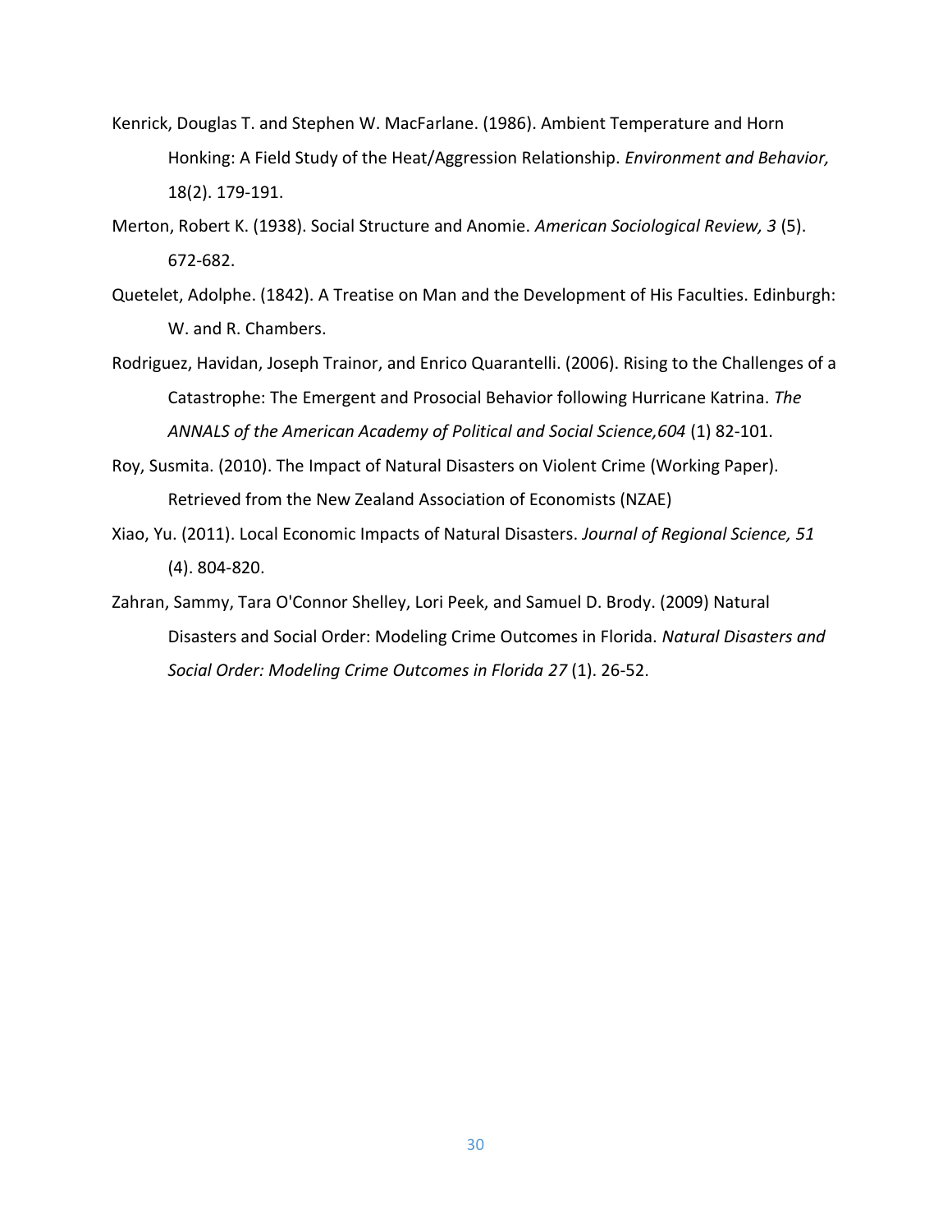Kenrick, Douglas T. and Stephen W. MacFarlane. (1986). Ambient Temperature and Horn Honking: A Field Study of the Heat/Aggression Relationship. *Environment and Behavior,* 18(2). 179-191.

Merton, Robert K. (1938). Social Structure and Anomie. *American Sociological Review, 3* (5). 672-682.

Quetelet, Adolphe. (1842). A Treatise on Man and the Development of His Faculties. Edinburgh: W. and R. Chambers.

Rodriguez, Havidan, Joseph Trainor, and Enrico Quarantelli. (2006). Rising to the Challenges of a Catastrophe: The Emergent and Prosocial Behavior following Hurricane Katrina. *The ANNALS of the American Academy of Political and Social Science,604* (1) 82-101.

Roy, Susmita. (2010). The Impact of Natural Disasters on Violent Crime (Working Paper). Retrieved from the New Zealand Association of Economists (NZAE)

Xiao, Yu. (2011). Local Economic Impacts of Natural Disasters. *Journal of Regional Science, 51* (4). 804-820.

Zahran, Sammy, Tara O'Connor Shelley, Lori Peek, and Samuel D. Brody. (2009) Natural Disasters and Social Order: Modeling Crime Outcomes in Florida. *Natural Disasters and Social Order: Modeling Crime Outcomes in Florida 27* (1). 26-52.